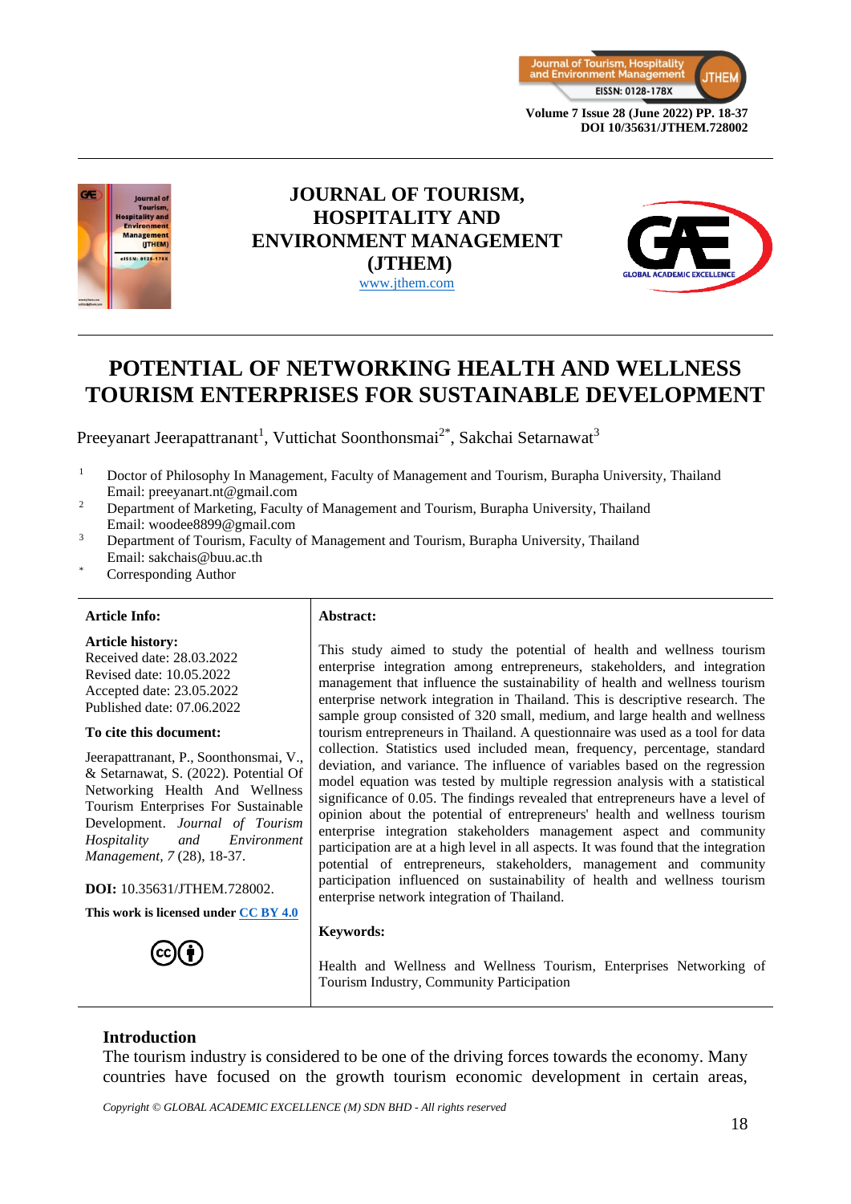# JOURNAL OF TOURISM, HOSPITALITY AND ENVIRONMENT MANAGEMENT (JTHEM)

www.jthem.com

# POTENTIAL OF NETWORKING HEALTH AND WELLNESS TOURISM ENTERPRISES FOR SUSTAINABLE DEVELOPMENT

Preeyanart Jeerapattranant[1], Vuttichat Soonthonsmai[2*], Sakchai Setarnawat[3]

[1] Doctor of Philosophy In Management, Faculty of Management and Tourism, Burapha University, Thailand
Email: preeyanart.nt@gmail.com

[2] Department of Marketing, Faculty of Management and Tourism, Burapha University, Thailand
Email: woodee8899@gmail.com

[3] Department of Tourism, Faculty of Management and Tourism, Burapha University, Thailand
Email: sakchais@buu.ac.th

[*] Corresponding Author

**Article Info:**

**Article history:**
Received date: 28.03.2022
Revised date: 10.05.2022
Accepted date: 23.05.2022
Published date: 07.06.2022

**To cite this document:**

Jeerapattranant, P., Soonthonsmai, V., & Setarnawat, S. (2022). Potential Of Networking Health And Wellness Tourism Enterprises For Sustainable Development. *Journal of Tourism Hospitality and Environment Management, 7* (28), 18-37.

**DOI:** 10.35631/JTHEM.728002.

**This work is licensed under CC BY 4.0**

**Abstract:**

This study aimed to study the potential of health and wellness tourism enterprise integration among entrepreneurs, stakeholders, and integration management that influence the sustainability of health and wellness tourism enterprise network integration in Thailand. This is descriptive research. The sample group consisted of 320 small, medium, and large health and wellness tourism entrepreneurs in Thailand. A questionnaire was used as a tool for data collection. Statistics used included mean, frequency, percentage, standard deviation, and variance. The influence of variables based on the regression model equation was tested by multiple regression analysis with a statistical significance of 0.05. The findings revealed that entrepreneurs have a level of opinion about the potential of entrepreneurs' health and wellness tourism enterprise integration stakeholders management aspect and community participation are at a high level in all aspects. It was found that the integration potential of entrepreneurs, stakeholders, management and community participation influenced on sustainability of health and wellness tourism enterprise network integration of Thailand.

**Keywords:**

Health and Wellness and Wellness Tourism, Enterprises Networking of Tourism Industry, Community Participation

## Introduction

The tourism industry is considered to be one of the driving forces towards the economy. Many countries have focused on the growth tourism economic development in certain areas,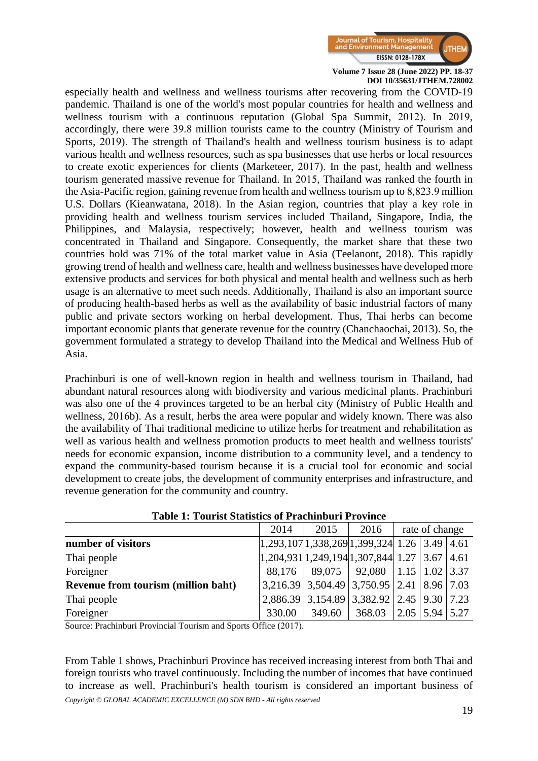especially health and wellness and wellness tourisms after recovering from the COVID-19 pandemic. Thailand is one of the world's most popular countries for health and wellness and wellness tourism with a continuous reputation (Global Spa Summit, 2012). In 2019, accordingly, there were 39.8 million tourists came to the country (Ministry of Tourism and Sports, 2019). The strength of Thailand's health and wellness tourism business is to adapt various health and wellness resources, such as spa businesses that use herbs or local resources to create exotic experiences for clients (Marketeer, 2017). In the past, health and wellness tourism generated massive revenue for Thailand. In 2015, Thailand was ranked the fourth in the Asia-Pacific region, gaining revenue from health and wellness tourism up to 8,823.9 million U.S. Dollars (Kieanwatana, 2018). In the Asian region, countries that play a key role in providing health and wellness tourism services included Thailand, Singapore, India, the Philippines, and Malaysia, respectively; however, health and wellness tourism was concentrated in Thailand and Singapore. Consequently, the market share that these two countries hold was 71% of the total market value in Asia (Teelanont, 2018). This rapidly growing trend of health and wellness care, health and wellness businesses have developed more extensive products and services for both physical and mental health and wellness such as herb usage is an alternative to meet such needs. Additionally, Thailand is also an important source of producing health-based herbs as well as the availability of basic industrial factors of many public and private sectors working on herbal development. Thus, Thai herbs can become important economic plants that generate revenue for the country (Chanchaochai, 2013). So, the government formulated a strategy to develop Thailand into the Medical and Wellness Hub of Asia.

Prachinburi is one of well-known region in health and wellness tourism in Thailand, had abundant natural resources along with biodiversity and various medicinal plants. Prachinburi was also one of the 4 provinces targeted to be an herbal city (Ministry of Public Health and wellness, 2016b). As a result, herbs the area were popular and widely known. There was also the availability of Thai traditional medicine to utilize herbs for treatment and rehabilitation as well as various health and wellness promotion products to meet health and wellness tourists' needs for economic expansion, income distribution to a community level, and a tendency to expand the community-based tourism because it is a crucial tool for economic and social development to create jobs, the development of community enterprises and infrastructure, and revenue generation for the community and country.

**Table 1: Tourist Statistics of Prachinburi Province**

| | 2014 | 2015 | 2016 | rate of change | | |
|---|---|---|---|---|---|---|
| **number of visitors** | 1,293,107 | 1,338,269 | 1,399,324 | 1.26 | 3.49 | 4.61 |
| Thai people | 1,204,931 | 1,249,194 | 1,307,844 | 1.27 | 3.67 | 4.61 |
| Foreigner | 88,176 | 89,075 | 92,080 | 1.15 | 1.02 | 3.37 |
| **Revenue from tourism (million baht)** | 3,216.39 | 3,504.49 | 3,750.95 | 2.41 | 8.96 | 7.03 |
| Thai people | 2,886.39 | 3,154.89 | 3,382.92 | 2.45 | 9.30 | 7.23 |
| Foreigner | 330.00 | 349.60 | 368.03 | 2.05 | 5.94 | 5.27 |

Source: Prachinburi Provincial Tourism and Sports Office (2017).

From Table 1 shows, Prachinburi Province has received increasing interest from both Thai and foreign tourists who travel continuously. Including the number of incomes that have continued to increase as well. Prachinburi's health tourism is considered an important business of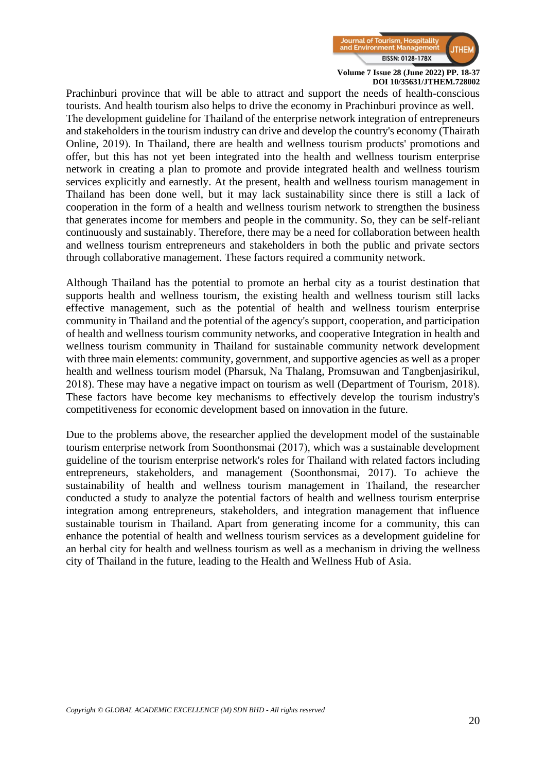Prachinburi province that will be able to attract and support the needs of health-conscious tourists. And health tourism also helps to drive the economy in Prachinburi province as well. The development guideline for Thailand of the enterprise network integration of entrepreneurs and stakeholders in the tourism industry can drive and develop the country's economy (Thairath Online, 2019). In Thailand, there are health and wellness tourism products' promotions and offer, but this has not yet been integrated into the health and wellness tourism enterprise network in creating a plan to promote and provide integrated health and wellness tourism services explicitly and earnestly. At the present, health and wellness tourism management in Thailand has been done well, but it may lack sustainability since there is still a lack of cooperation in the form of a health and wellness tourism network to strengthen the business that generates income for members and people in the community. So, they can be self-reliant continuously and sustainably. Therefore, there may be a need for collaboration between health and wellness tourism entrepreneurs and stakeholders in both the public and private sectors through collaborative management. These factors required a community network.

Although Thailand has the potential to promote an herbal city as a tourist destination that supports health and wellness tourism, the existing health and wellness tourism still lacks effective management, such as the potential of health and wellness tourism enterprise community in Thailand and the potential of the agency's support, cooperation, and participation of health and wellness tourism community networks, and cooperative Integration in health and wellness tourism community in Thailand for sustainable community network development with three main elements: community, government, and supportive agencies as well as a proper health and wellness tourism model (Pharsuk, Na Thalang, Promsuwan and Tangbenjasirikul, 2018). These may have a negative impact on tourism as well (Department of Tourism, 2018). These factors have become key mechanisms to effectively develop the tourism industry's competitiveness for economic development based on innovation in the future.

Due to the problems above, the researcher applied the development model of the sustainable tourism enterprise network from Soonthonsmai (2017), which was a sustainable development guideline of the tourism enterprise network's roles for Thailand with related factors including entrepreneurs, stakeholders, and management (Soonthonsmai, 2017). To achieve the sustainability of health and wellness tourism management in Thailand, the researcher conducted a study to analyze the potential factors of health and wellness tourism enterprise integration among entrepreneurs, stakeholders, and integration management that influence sustainable tourism in Thailand. Apart from generating income for a community, this can enhance the potential of health and wellness tourism services as a development guideline for an herbal city for health and wellness tourism as well as a mechanism in driving the wellness city of Thailand in the future, leading to the Health and Wellness Hub of Asia.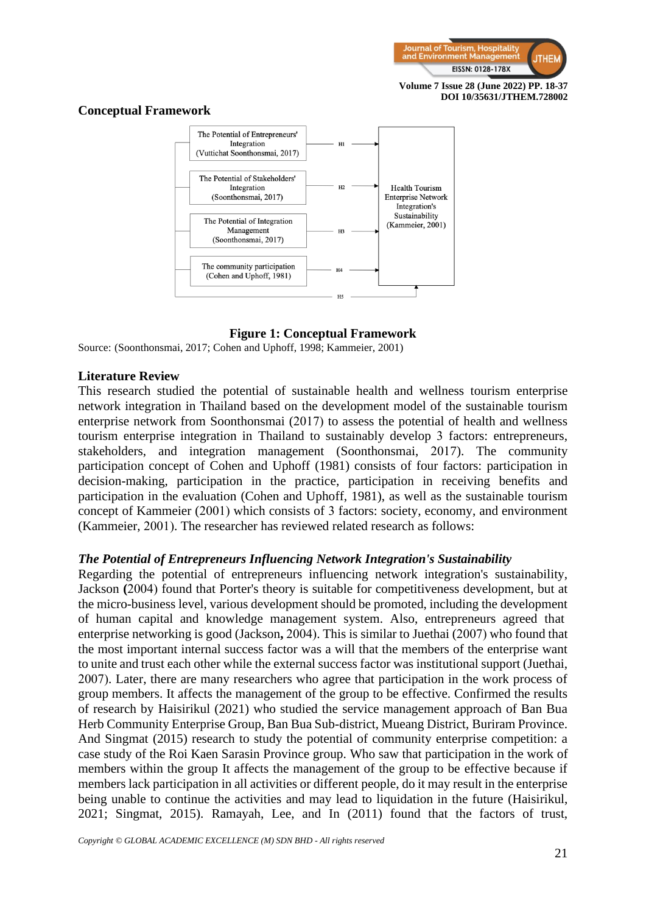## Conceptual Framework

The Potential of Entrepreneurs' Integration (Vuttichat Soonthonsmai, 2017) — H1 → Health Tourism Enterprise Network Integration's Sustainability (Kammeier, 2001)

The Potential of Stakeholders' Integration (Soonthonsmai, 2017) — H2 → Health Tourism Enterprise Network Integration's Sustainability (Kammeier, 2001)

The Potential of Integration Management (Soonthonsmai, 2017) — H3 → Health Tourism Enterprise Network Integration's Sustainability (Kammeier, 2001)

The community participation (Cohen and Uphoff, 1981) — H4 → Health Tourism Enterprise Network Integration's Sustainability (Kammeier, 2001)

H5

**Figure 1: Conceptual Framework**

Source: (Soonthonsmai, 2017; Cohen and Uphoff, 1998; Kammeier, 2001)

## Literature Review

This research studied the potential of sustainable health and wellness tourism enterprise network integration in Thailand based on the development model of the sustainable tourism enterprise network from Soonthonsmai (2017) to assess the potential of health and wellness tourism enterprise integration in Thailand to sustainably develop 3 factors: entrepreneurs, stakeholders, and integration management (Soonthonsmai, 2017). The community participation concept of Cohen and Uphoff (1981) consists of four factors: participation in decision-making, participation in the practice, participation in receiving benefits and participation in the evaluation (Cohen and Uphoff, 1981), as well as the sustainable tourism concept of Kammeier (2001) which consists of 3 factors: society, economy, and environment (Kammeier, 2001). The researcher has reviewed related research as follows:

### *The Potential of Entrepreneurs Influencing Network Integration's Sustainability*

Regarding the potential of entrepreneurs influencing network integration's sustainability, Jackson **(**2004) found that Porter's theory is suitable for competitiveness development, but at the micro-business level, various development should be promoted, including the development of human capital and knowledge management system. Also, entrepreneurs agreed that enterprise networking is good (Jackson**,** 2004). This is similar to Juethai (2007) who found that the most important internal success factor was a will that the members of the enterprise want to unite and trust each other while the external success factor was institutional support (Juethai, 2007). Later, there are many researchers who agree that participation in the work process of group members. It affects the management of the group to be effective. Confirmed the results of research by Haisirikul (2021) who studied the service management approach of Ban Bua Herb Community Enterprise Group, Ban Bua Sub-district, Mueang District, Buriram Province. And Singmat (2015) research to study the potential of community enterprise competition: a case study of the Roi Kaen Sarasin Province group. Who saw that participation in the work of members within the group It affects the management of the group to be effective because if members lack participation in all activities or different people, do it may result in the enterprise being unable to continue the activities and may lead to liquidation in the future (Haisirikul, 2021; Singmat, 2015). Ramayah, Lee, and In (2011) found that the factors of trust,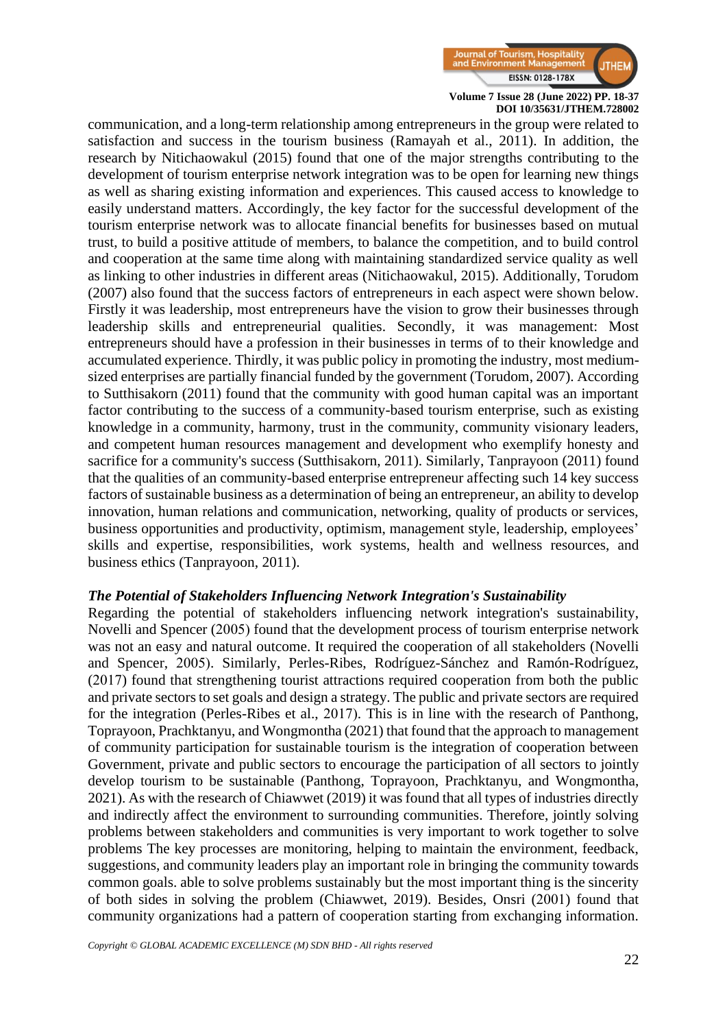communication, and a long-term relationship among entrepreneurs in the group were related to satisfaction and success in the tourism business (Ramayah et al., 2011). In addition, the research by Nitichaowakul (2015) found that one of the major strengths contributing to the development of tourism enterprise network integration was to be open for learning new things as well as sharing existing information and experiences. This caused access to knowledge to easily understand matters. Accordingly, the key factor for the successful development of the tourism enterprise network was to allocate financial benefits for businesses based on mutual trust, to build a positive attitude of members, to balance the competition, and to build control and cooperation at the same time along with maintaining standardized service quality as well as linking to other industries in different areas (Nitichaowakul, 2015). Additionally, Torudom (2007) also found that the success factors of entrepreneurs in each aspect were shown below. Firstly it was leadership, most entrepreneurs have the vision to grow their businesses through leadership skills and entrepreneurial qualities. Secondly, it was management: Most entrepreneurs should have a profession in their businesses in terms of to their knowledge and accumulated experience. Thirdly, it was public policy in promoting the industry, most medium-sized enterprises are partially financial funded by the government (Torudom, 2007). According to Sutthisakorn (2011) found that the community with good human capital was an important factor contributing to the success of a community-based tourism enterprise, such as existing knowledge in a community, harmony, trust in the community, community visionary leaders, and competent human resources management and development who exemplify honesty and sacrifice for a community's success (Sutthisakorn, 2011). Similarly, Tanprayoon (2011) found that the qualities of an community-based enterprise entrepreneur affecting such 14 key success factors of sustainable business as a determination of being an entrepreneur, an ability to develop innovation, human relations and communication, networking, quality of products or services, business opportunities and productivity, optimism, management style, leadership, employees' skills and expertise, responsibilities, work systems, health and wellness resources, and business ethics (Tanprayoon, 2011).

### *The Potential of Stakeholders Influencing Network Integration's Sustainability*

Regarding the potential of stakeholders influencing network integration's sustainability, Novelli and Spencer (2005) found that the development process of tourism enterprise network was not an easy and natural outcome. It required the cooperation of all stakeholders (Novelli and Spencer, 2005). Similarly, Perles-Ribes, Rodríguez-Sánchez and Ramón-Rodríguez, (2017) found that strengthening tourist attractions required cooperation from both the public and private sectors to set goals and design a strategy. The public and private sectors are required for the integration (Perles-Ribes et al., 2017). This is in line with the research of Panthong, Toprayoon, Prachktanyu, and Wongmontha (2021) that found that the approach to management of community participation for sustainable tourism is the integration of cooperation between Government, private and public sectors to encourage the participation of all sectors to jointly develop tourism to be sustainable (Panthong, Toprayoon, Prachktanyu, and Wongmontha, 2021). As with the research of Chiawwet (2019) it was found that all types of industries directly and indirectly affect the environment to surrounding communities. Therefore, jointly solving problems between stakeholders and communities is very important to work together to solve problems The key processes are monitoring, helping to maintain the environment, feedback, suggestions, and community leaders play an important role in bringing the community towards common goals. able to solve problems sustainably but the most important thing is the sincerity of both sides in solving the problem (Chiawwet, 2019). Besides, Onsri (2001) found that community organizations had a pattern of cooperation starting from exchanging information.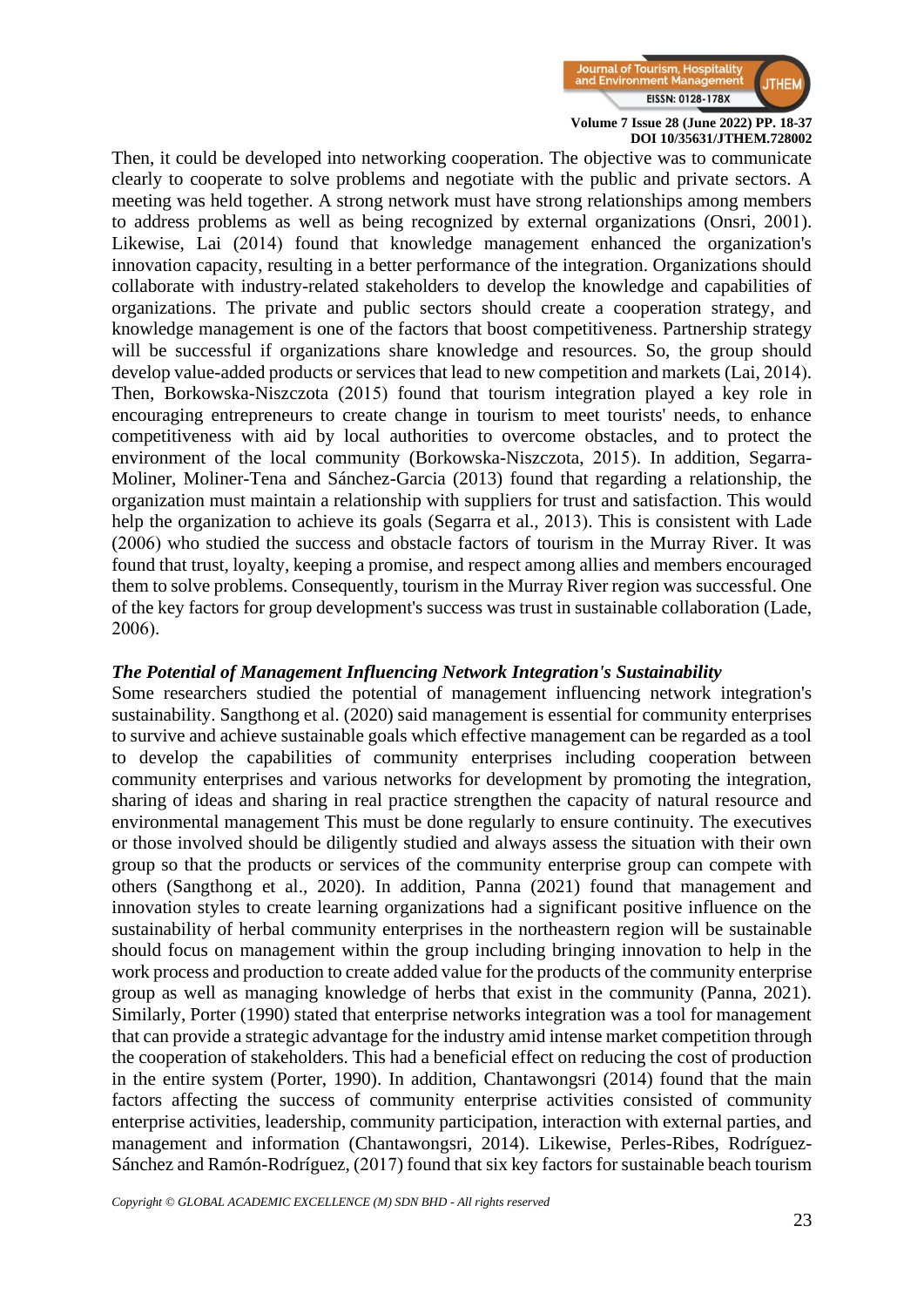Then, it could be developed into networking cooperation. The objective was to communicate clearly to cooperate to solve problems and negotiate with the public and private sectors. A meeting was held together. A strong network must have strong relationships among members to address problems as well as being recognized by external organizations (Onsri, 2001). Likewise, Lai (2014) found that knowledge management enhanced the organization's innovation capacity, resulting in a better performance of the integration. Organizations should collaborate with industry-related stakeholders to develop the knowledge and capabilities of organizations. The private and public sectors should create a cooperation strategy, and knowledge management is one of the factors that boost competitiveness. Partnership strategy will be successful if organizations share knowledge and resources. So, the group should develop value-added products or services that lead to new competition and markets (Lai, 2014). Then, Borkowska-Niszczota (2015) found that tourism integration played a key role in encouraging entrepreneurs to create change in tourism to meet tourists' needs, to enhance competitiveness with aid by local authorities to overcome obstacles, and to protect the environment of the local community (Borkowska-Niszczota, 2015). In addition, Segarra-Moliner, Moliner-Tena and Sánchez-Garcia (2013) found that regarding a relationship, the organization must maintain a relationship with suppliers for trust and satisfaction. This would help the organization to achieve its goals (Segarra et al., 2013). This is consistent with Lade (2006) who studied the success and obstacle factors of tourism in the Murray River. It was found that trust, loyalty, keeping a promise, and respect among allies and members encouraged them to solve problems. Consequently, tourism in the Murray River region was successful. One of the key factors for group development's success was trust in sustainable collaboration (Lade, 2006).

### *The Potential of Management Influencing Network Integration's Sustainability*

Some researchers studied the potential of management influencing network integration's sustainability. Sangthong et al. (2020) said management is essential for community enterprises to survive and achieve sustainable goals which effective management can be regarded as a tool to develop the capabilities of community enterprises including cooperation between community enterprises and various networks for development by promoting the integration, sharing of ideas and sharing in real practice strengthen the capacity of natural resource and environmental management This must be done regularly to ensure continuity. The executives or those involved should be diligently studied and always assess the situation with their own group so that the products or services of the community enterprise group can compete with others (Sangthong et al., 2020). In addition, Panna (2021) found that management and innovation styles to create learning organizations had a significant positive influence on the sustainability of herbal community enterprises in the northeastern region will be sustainable should focus on management within the group including bringing innovation to help in the work process and production to create added value for the products of the community enterprise group as well as managing knowledge of herbs that exist in the community (Panna, 2021). Similarly, Porter (1990) stated that enterprise networks integration was a tool for management that can provide a strategic advantage for the industry amid intense market competition through the cooperation of stakeholders. This had a beneficial effect on reducing the cost of production in the entire system (Porter, 1990). In addition, Chantawongsri (2014) found that the main factors affecting the success of community enterprise activities consisted of community enterprise activities, leadership, community participation, interaction with external parties, and management and information (Chantawongsri, 2014). Likewise, Perles-Ribes, Rodríguez-Sánchez and Ramón-Rodríguez, (2017) found that six key factors for sustainable beach tourism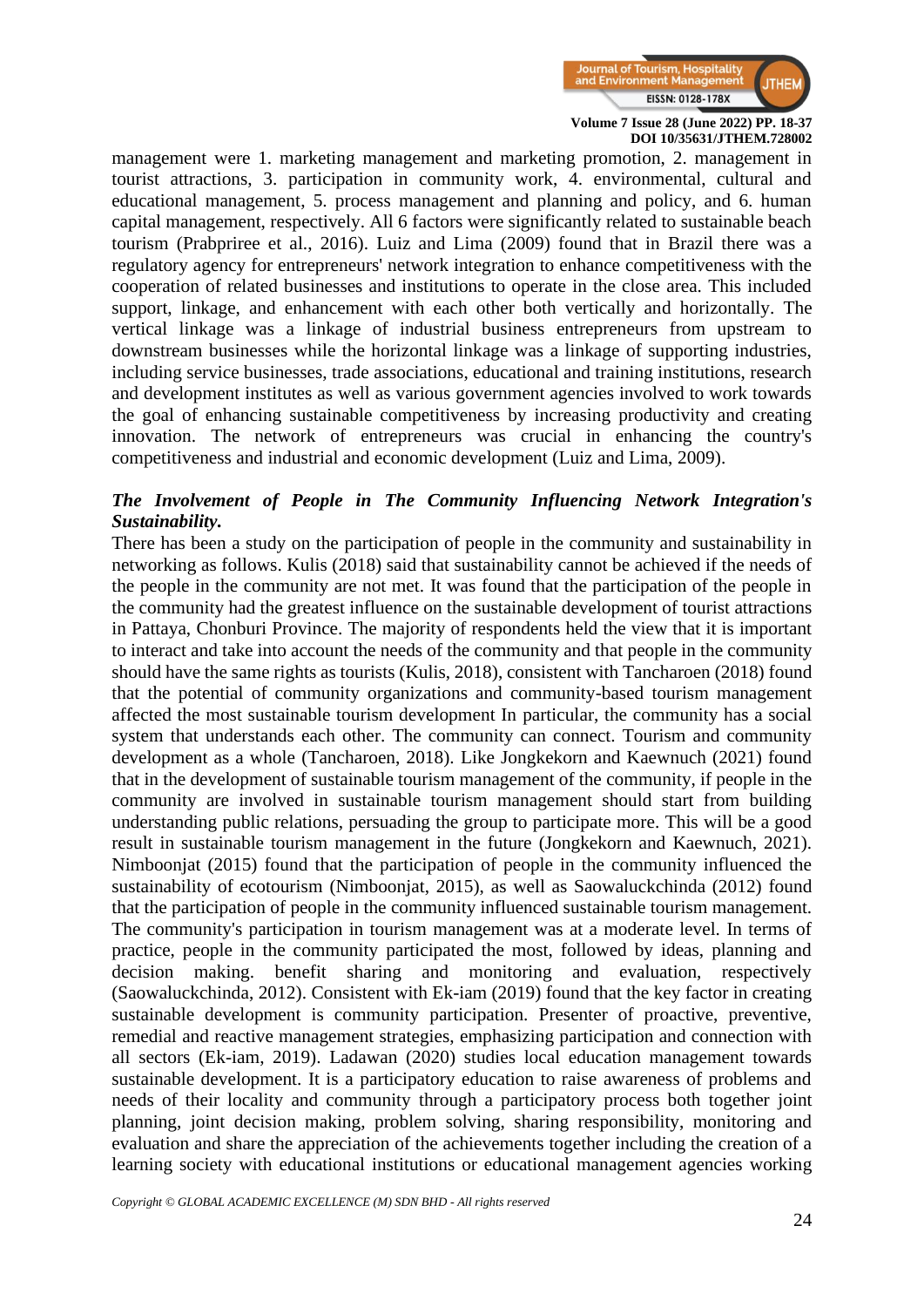management were 1. marketing management and marketing promotion, 2. management in tourist attractions, 3. participation in community work, 4. environmental, cultural and educational management, 5. process management and planning and policy, and 6. human capital management, respectively. All 6 factors were significantly related to sustainable beach tourism (Prabpriree et al., 2016). Luiz and Lima (2009) found that in Brazil there was a regulatory agency for entrepreneurs' network integration to enhance competitiveness with the cooperation of related businesses and institutions to operate in the close area. This included support, linkage, and enhancement with each other both vertically and horizontally. The vertical linkage was a linkage of industrial business entrepreneurs from upstream to downstream businesses while the horizontal linkage was a linkage of supporting industries, including service businesses, trade associations, educational and training institutions, research and development institutes as well as various government agencies involved to work towards the goal of enhancing sustainable competitiveness by increasing productivity and creating innovation. The network of entrepreneurs was crucial in enhancing the country's competitiveness and industrial and economic development (Luiz and Lima, 2009).

***The Involvement of People in The Community Influencing Network Integration's Sustainability.***

There has been a study on the participation of people in the community and sustainability in networking as follows. Kulis (2018) said that sustainability cannot be achieved if the needs of the people in the community are not met. It was found that the participation of the people in the community had the greatest influence on the sustainable development of tourist attractions in Pattaya, Chonburi Province. The majority of respondents held the view that it is important to interact and take into account the needs of the community and that people in the community should have the same rights as tourists (Kulis, 2018), consistent with Tancharoen (2018) found that the potential of community organizations and community-based tourism management affected the most sustainable tourism development In particular, the community has a social system that understands each other. The community can connect. Tourism and community development as a whole (Tancharoen, 2018). Like Jongkekorn and Kaewnuch (2021) found that in the development of sustainable tourism management of the community, if people in the community are involved in sustainable tourism management should start from building understanding public relations, persuading the group to participate more. This will be a good result in sustainable tourism management in the future (Jongkekorn and Kaewnuch, 2021). Nimboonjat (2015) found that the participation of people in the community influenced the sustainability of ecotourism (Nimboonjat, 2015), as well as Saowaluckchinda (2012) found that the participation of people in the community influenced sustainable tourism management. The community's participation in tourism management was at a moderate level. In terms of practice, people in the community participated the most, followed by ideas, planning and decision making. benefit sharing and monitoring and evaluation, respectively (Saowaluckchinda, 2012). Consistent with Ek-iam (2019) found that the key factor in creating sustainable development is community participation. Presenter of proactive, preventive, remedial and reactive management strategies, emphasizing participation and connection with all sectors (Ek-iam, 2019). Ladawan (2020) studies local education management towards sustainable development. It is a participatory education to raise awareness of problems and needs of their locality and community through a participatory process both together joint planning, joint decision making, problem solving, sharing responsibility, monitoring and evaluation and share the appreciation of the achievements together including the creation of a learning society with educational institutions or educational management agencies working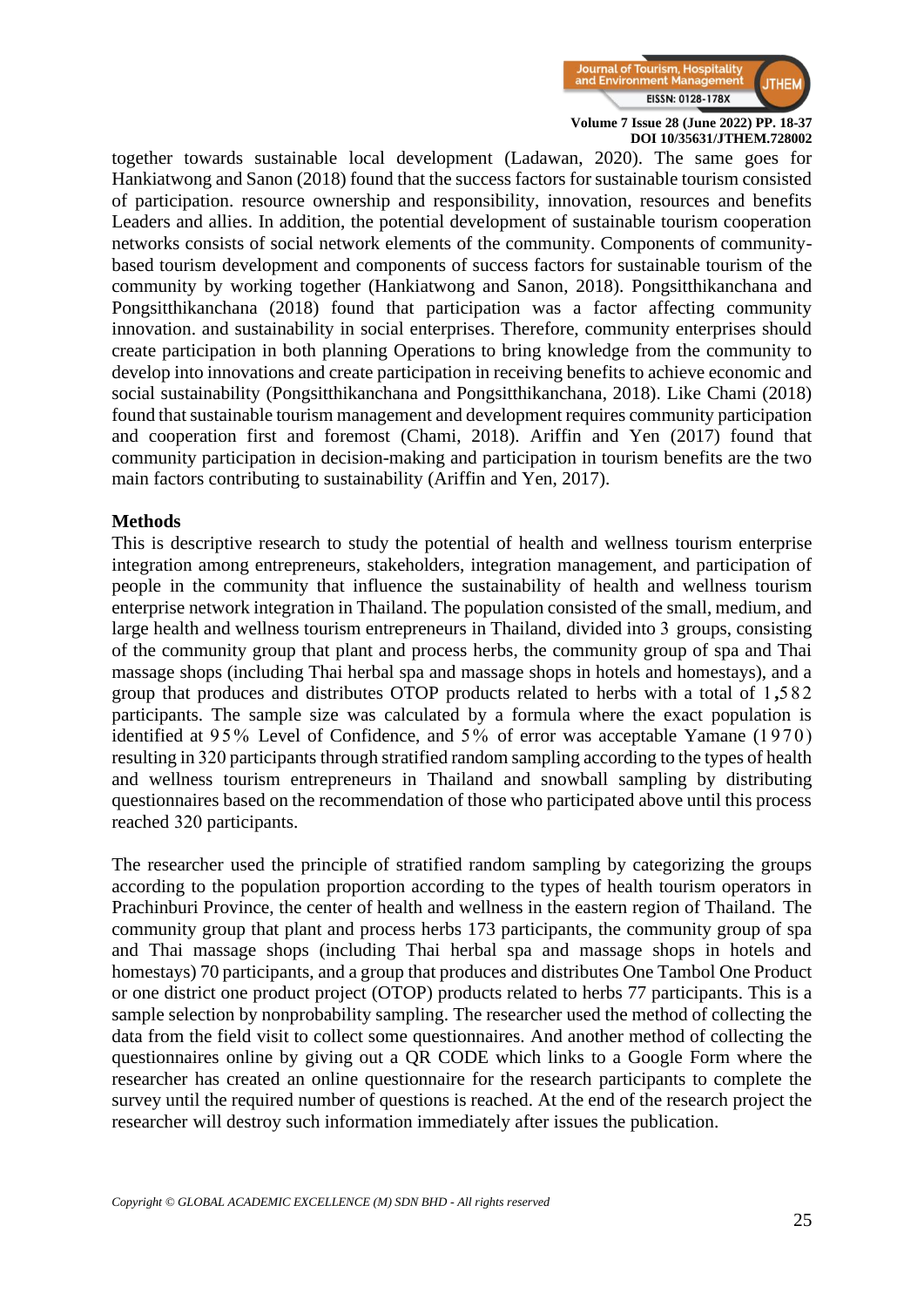together towards sustainable local development (Ladawan, 2020). The same goes for Hankiatwong and Sanon (2018) found that the success factors for sustainable tourism consisted of participation. resource ownership and responsibility, innovation, resources and benefits Leaders and allies. In addition, the potential development of sustainable tourism cooperation networks consists of social network elements of the community. Components of community-based tourism development and components of success factors for sustainable tourism of the community by working together (Hankiatwong and Sanon, 2018). Pongsitthikanchana and Pongsitthikanchana (2018) found that participation was a factor affecting community innovation. and sustainability in social enterprises. Therefore, community enterprises should create participation in both planning Operations to bring knowledge from the community to develop into innovations and create participation in receiving benefits to achieve economic and social sustainability (Pongsitthikanchana and Pongsitthikanchana, 2018). Like Chami (2018) found that sustainable tourism management and development requires community participation and cooperation first and foremost (Chami, 2018). Ariffin and Yen (2017) found that community participation in decision-making and participation in tourism benefits are the two main factors contributing to sustainability (Ariffin and Yen, 2017).

## Methods

This is descriptive research to study the potential of health and wellness tourism enterprise integration among entrepreneurs, stakeholders, integration management, and participation of people in the community that influence the sustainability of health and wellness tourism enterprise network integration in Thailand. The population consisted of the small, medium, and large health and wellness tourism entrepreneurs in Thailand, divided into 3 groups, consisting of the community group that plant and process herbs, the community group of spa and Thai massage shops (including Thai herbal spa and massage shops in hotels and homestays), and a group that produces and distributes OTOP products related to herbs with a total of 1,582 participants. The sample size was calculated by a formula where the exact population is identified at 95% Level of Confidence, and 5% of error was acceptable Yamane (1970) resulting in 320 participants through stratified random sampling according to the types of health and wellness tourism entrepreneurs in Thailand and snowball sampling by distributing questionnaires based on the recommendation of those who participated above until this process reached 320 participants.

The researcher used the principle of stratified random sampling by categorizing the groups according to the population proportion according to the types of health tourism operators in Prachinburi Province, the center of health and wellness in the eastern region of Thailand. The community group that plant and process herbs 173 participants, the community group of spa and Thai massage shops (including Thai herbal spa and massage shops in hotels and homestays) 70 participants, and a group that produces and distributes One Tambol One Product or one district one product project (OTOP) products related to herbs 77 participants. This is a sample selection by nonprobability sampling. The researcher used the method of collecting the data from the field visit to collect some questionnaires. And another method of collecting the questionnaires online by giving out a QR CODE which links to a Google Form where the researcher has created an online questionnaire for the research participants to complete the survey until the required number of questions is reached. At the end of the research project the researcher will destroy such information immediately after issues the publication.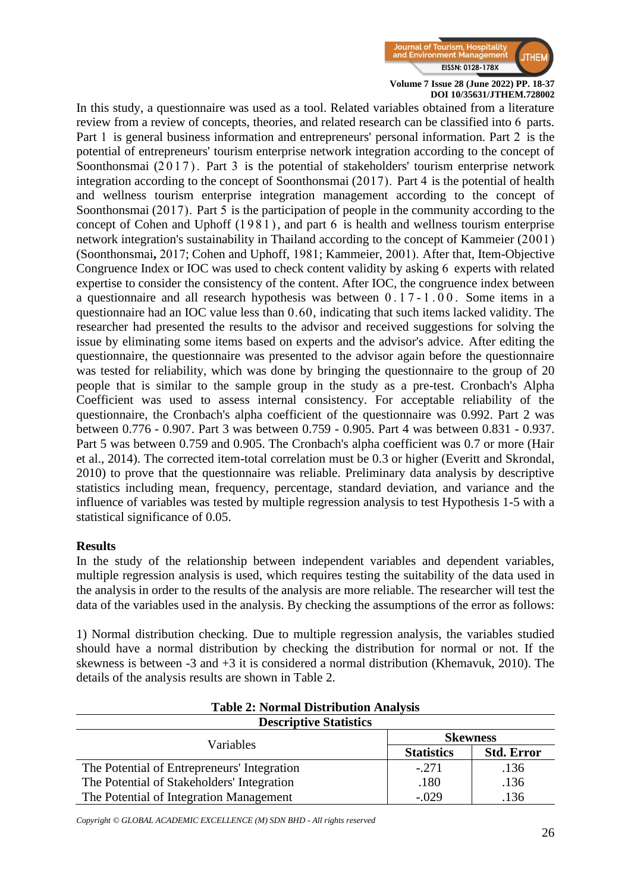In this study, a questionnaire was used as a tool. Related variables obtained from a literature review from a review of concepts, theories, and related research can be classified into 6 parts. Part 1 is general business information and entrepreneurs' personal information. Part 2 is the potential of entrepreneurs' tourism enterprise network integration according to the concept of Soonthonsmai (2017). Part 3 is the potential of stakeholders' tourism enterprise network integration according to the concept of Soonthonsmai (2017). Part 4 is the potential of health and wellness tourism enterprise integration management according to the concept of Soonthonsmai (2017). Part 5 is the participation of people in the community according to the concept of Cohen and Uphoff (1981), and part 6 is health and wellness tourism enterprise network integration's sustainability in Thailand according to the concept of Kammeier (2001) (Soonthonsmai**,** 2017; Cohen and Uphoff, 1981; Kammeier, 2001). After that, Item-Objective Congruence Index or IOC was used to check content validity by asking 6 experts with related expertise to consider the consistency of the content. After IOC, the congruence index between a questionnaire and all research hypothesis was between 0.17-1.00. Some items in a questionnaire had an IOC value less than 0.60, indicating that such items lacked validity. The researcher had presented the results to the advisor and received suggestions for solving the issue by eliminating some items based on experts and the advisor's advice. After editing the questionnaire, the questionnaire was presented to the advisor again before the questionnaire was tested for reliability, which was done by bringing the questionnaire to the group of 20 people that is similar to the sample group in the study as a pre-test. Cronbach's Alpha Coefficient was used to assess internal consistency. For acceptable reliability of the questionnaire, the Cronbach's alpha coefficient of the questionnaire was 0.992. Part 2 was between 0.776 - 0.907. Part 3 was between 0.759 - 0.905. Part 4 was between 0.831 - 0.937. Part 5 was between 0.759 and 0.905. The Cronbach's alpha coefficient was 0.7 or more (Hair et al., 2014). The corrected item-total correlation must be 0.3 or higher (Everitt and Skrondal, 2010) to prove that the questionnaire was reliable. Preliminary data analysis by descriptive statistics including mean, frequency, percentage, standard deviation, and variance and the influence of variables was tested by multiple regression analysis to test Hypothesis 1-5 with a statistical significance of 0.05.

## Results

In the study of the relationship between independent variables and dependent variables, multiple regression analysis is used, which requires testing the suitability of the data used in the analysis in order to the results of the analysis are more reliable. The researcher will test the data of the variables used in the analysis. By checking the assumptions of the error as follows:

1) Normal distribution checking. Due to multiple regression analysis, the variables studied should have a normal distribution by checking the distribution for normal or not. If the skewness is between -3 and +3 it is considered a normal distribution (Khemavuk, 2010). The details of the analysis results are shown in Table 2.

**Table 2: Normal Distribution Analysis**

**Descriptive Statistics**

| Variables | Skewness | |
|---|---|---|
| | **Statistics** | **Std. Error** |
| The Potential of Entrepreneurs' Integration | -.271 | .136 |
| The Potential of Stakeholders' Integration | .180 | .136 |
| The Potential of Integration Management | -.029 | .136 |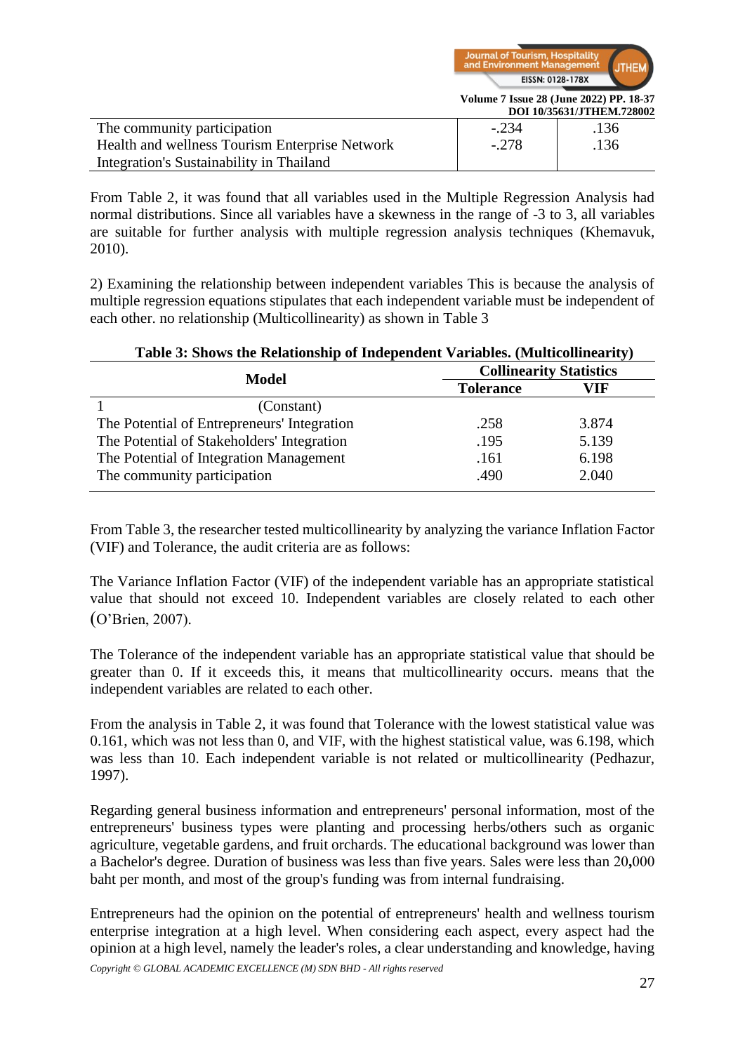| | | |
|---|---|---|
| The community participation | -.234 | .136 |
| Health and wellness Tourism Enterprise Network Integration's Sustainability in Thailand | -.278 | .136 |

From Table 2, it was found that all variables used in the Multiple Regression Analysis had normal distributions. Since all variables have a skewness in the range of -3 to 3, all variables are suitable for further analysis with multiple regression analysis techniques (Khemavuk, 2010).

2) Examining the relationship between independent variables This is because the analysis of multiple regression equations stipulates that each independent variable must be independent of each other. no relationship (Multicollinearity) as shown in Table 3

**Table 3: Shows the Relationship of Independent Variables. (Multicollinearity)**

| Model | Collinearity Statistics | |
|---|---|---|
| | **Tolerance** | **VIF** |
| 1 (Constant) | | |
| The Potential of Entrepreneurs' Integration | .258 | 3.874 |
| The Potential of Stakeholders' Integration | .195 | 5.139 |
| The Potential of Integration Management | .161 | 6.198 |
| The community participation | .490 | 2.040 |

From Table 3, the researcher tested multicollinearity by analyzing the variance Inflation Factor (VIF) and Tolerance, the audit criteria are as follows:

The Variance Inflation Factor (VIF) of the independent variable has an appropriate statistical value that should not exceed 10. Independent variables are closely related to each other (O'Brien, 2007).

The Tolerance of the independent variable has an appropriate statistical value that should be greater than 0. If it exceeds this, it means that multicollinearity occurs. means that the independent variables are related to each other.

From the analysis in Table 2, it was found that Tolerance with the lowest statistical value was 0.161, which was not less than 0, and VIF, with the highest statistical value, was 6.198, which was less than 10. Each independent variable is not related or multicollinearity (Pedhazur, 1997).

Regarding general business information and entrepreneurs' personal information, most of the entrepreneurs' business types were planting and processing herbs/others such as organic agriculture, vegetable gardens, and fruit orchards. The educational background was lower than a Bachelor's degree. Duration of business was less than five years. Sales were less than 20,000 baht per month, and most of the group's funding was from internal fundraising.

Entrepreneurs had the opinion on the potential of entrepreneurs' health and wellness tourism enterprise integration at a high level. When considering each aspect, every aspect had the opinion at a high level, namely the leader's roles, a clear understanding and knowledge, having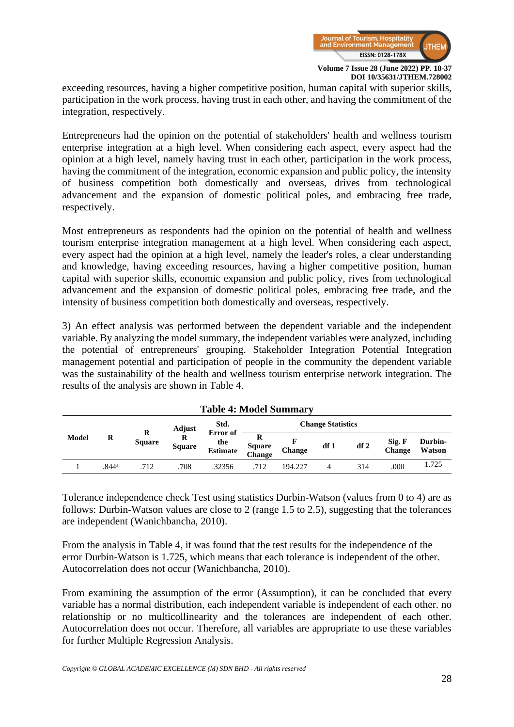exceeding resources, having a higher competitive position, human capital with superior skills, participation in the work process, having trust in each other, and having the commitment of the integration, respectively.

Entrepreneurs had the opinion on the potential of stakeholders' health and wellness tourism enterprise integration at a high level. When considering each aspect, every aspect had the opinion at a high level, namely having trust in each other, participation in the work process, having the commitment of the integration, economic expansion and public policy, the intensity of business competition both domestically and overseas, drives from technological advancement and the expansion of domestic political poles, and embracing free trade, respectively.

Most entrepreneurs as respondents had the opinion on the potential of health and wellness tourism enterprise integration management at a high level. When considering each aspect, every aspect had the opinion at a high level, namely the leader's roles, a clear understanding and knowledge, having exceeding resources, having a higher competitive position, human capital with superior skills, economic expansion and public policy, rives from technological advancement and the expansion of domestic political poles, embracing free trade, and the intensity of business competition both domestically and overseas, respectively.

3) An effect analysis was performed between the dependent variable and the independent variable. By analyzing the model summary, the independent variables were analyzed, including the potential of entrepreneurs' grouping. Stakeholder Integration Potential Integration management potential and participation of people in the community the dependent variable was the sustainability of the health and wellness tourism enterprise network integration. The results of the analysis are shown in Table 4.

**Table 4: Model Summary**

| Model | R | R Square | Adjust R Square | Std. Error of the Estimate | Change Statistics | | | | | Durbin-Watson |
|---|---|---|---|---|---|---|---|---|---|---|
| | | | | | R Square Change | F Change | df 1 | df 2 | Sig. F Change | |
| 1 | .844[a] | .712 | .708 | .32356 | .712 | 194.227 | 4 | 314 | .000 | 1.725 |

Tolerance independence check Test using statistics Durbin-Watson (values from 0 to 4) are as follows: Durbin-Watson values are close to 2 (range 1.5 to 2.5), suggesting that the tolerances are independent (Wanichbancha, 2010).

From the analysis in Table 4, it was found that the test results for the independence of the error Durbin-Watson is 1.725, which means that each tolerance is independent of the other. Autocorrelation does not occur (Wanichbancha, 2010).

From examining the assumption of the error (Assumption), it can be concluded that every variable has a normal distribution, each independent variable is independent of each other. no relationship or no multicollinearity and the tolerances are independent of each other. Autocorrelation does not occur. Therefore, all variables are appropriate to use these variables for further Multiple Regression Analysis.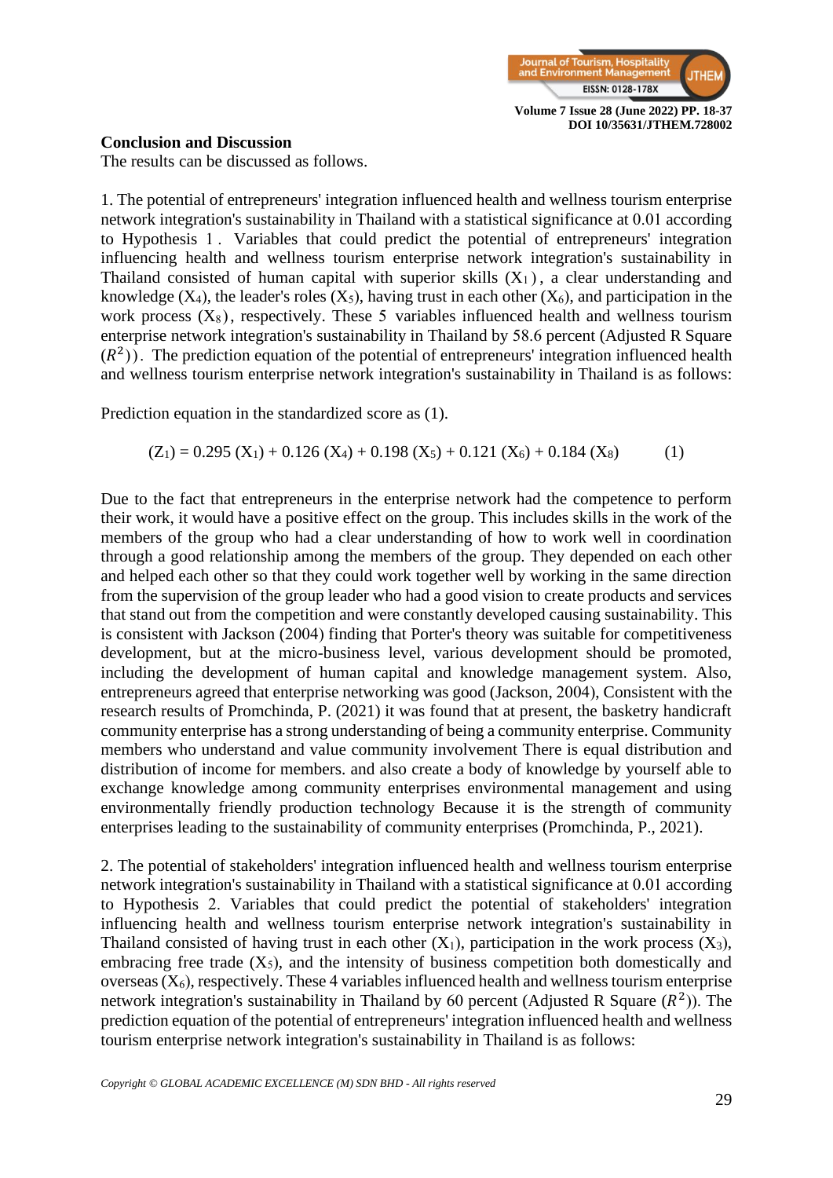**Conclusion and Discussion**

The results can be discussed as follows.

1. The potential of entrepreneurs' integration influenced health and wellness tourism enterprise network integration's sustainability in Thailand with a statistical significance at 0.01 according to Hypothesis 1. Variables that could predict the potential of entrepreneurs' integration influencing health and wellness tourism enterprise network integration's sustainability in Thailand consisted of human capital with superior skills ($X_1$), a clear understanding and knowledge ($X_4$), the leader's roles ($X_5$), having trust in each other ($X_6$), and participation in the work process ($X_8$), respectively. These 5 variables influenced health and wellness tourism enterprise network integration's sustainability in Thailand by 58.6 percent (Adjusted R Square ($R^2$)). The prediction equation of the potential of entrepreneurs' integration influenced health and wellness tourism enterprise network integration's sustainability in Thailand is as follows:

Prediction equation in the standardized score as (1).

$$(Z_1) = 0.295\ (X_1) + 0.126\ (X_4) + 0.198\ (X_5) + 0.121\ (X_6) + 0.184\ (X_8) \qquad (1)$$

Due to the fact that entrepreneurs in the enterprise network had the competence to perform their work, it would have a positive effect on the group. This includes skills in the work of the members of the group who had a clear understanding of how to work well in coordination through a good relationship among the members of the group. They depended on each other and helped each other so that they could work together well by working in the same direction from the supervision of the group leader who had a good vision to create products and services that stand out from the competition and were constantly developed causing sustainability. This is consistent with Jackson (2004) finding that Porter's theory was suitable for competitiveness development, but at the micro-business level, various development should be promoted, including the development of human capital and knowledge management system. Also, entrepreneurs agreed that enterprise networking was good (Jackson, 2004), Consistent with the research results of Promchinda, P. (2021) it was found that at present, the basketry handicraft community enterprise has a strong understanding of being a community enterprise. Community members who understand and value community involvement There is equal distribution and distribution of income for members. and also create a body of knowledge by yourself able to exchange knowledge among community enterprises environmental management and using environmentally friendly production technology Because it is the strength of community enterprises leading to the sustainability of community enterprises (Promchinda, P., 2021).

2. The potential of stakeholders' integration influenced health and wellness tourism enterprise network integration's sustainability in Thailand with a statistical significance at 0.01 according to Hypothesis 2. Variables that could predict the potential of stakeholders' integration influencing health and wellness tourism enterprise network integration's sustainability in Thailand consisted of having trust in each other ($X_1$), participation in the work process ($X_3$), embracing free trade ($X_5$), and the intensity of business competition both domestically and overseas ($X_6$), respectively. These 4 variables influenced health and wellness tourism enterprise network integration's sustainability in Thailand by 60 percent (Adjusted R Square ($R^2$)). The prediction equation of the potential of entrepreneurs' integration influenced health and wellness tourism enterprise network integration's sustainability in Thailand is as follows: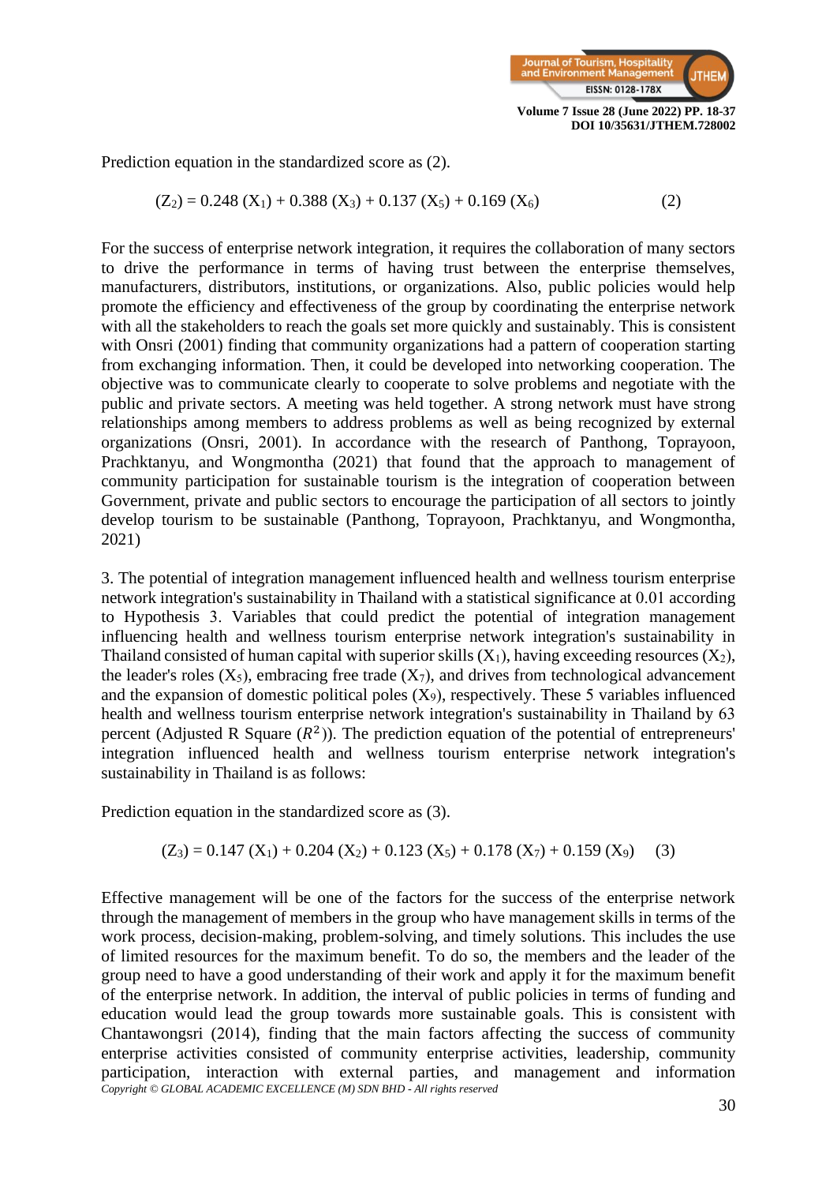Prediction equation in the standardized score as (2).

$$(Z_2) = 0.248\ (X_1) + 0.388\ (X_3) + 0.137\ (X_5) + 0.169\ (X_6) \quad (2)$$

For the success of enterprise network integration, it requires the collaboration of many sectors to drive the performance in terms of having trust between the enterprise themselves, manufacturers, distributors, institutions, or organizations. Also, public policies would help promote the efficiency and effectiveness of the group by coordinating the enterprise network with all the stakeholders to reach the goals set more quickly and sustainably. This is consistent with Onsri (2001) finding that community organizations had a pattern of cooperation starting from exchanging information. Then, it could be developed into networking cooperation. The objective was to communicate clearly to cooperate to solve problems and negotiate with the public and private sectors. A meeting was held together. A strong network must have strong relationships among members to address problems as well as being recognized by external organizations (Onsri, 2001). In accordance with the research of Panthong, Toprayoon, Prachktanyu, and Wongmontha (2021) that found that the approach to management of community participation for sustainable tourism is the integration of cooperation between Government, private and public sectors to encourage the participation of all sectors to jointly develop tourism to be sustainable (Panthong, Toprayoon, Prachktanyu, and Wongmontha, 2021)

3. The potential of integration management influenced health and wellness tourism enterprise network integration's sustainability in Thailand with a statistical significance at 0.01 according to Hypothesis 3. Variables that could predict the potential of integration management influencing health and wellness tourism enterprise network integration's sustainability in Thailand consisted of human capital with superior skills ($X_1$), having exceeding resources ($X_2$), the leader's roles ($X_5$), embracing free trade ($X_7$), and drives from technological advancement and the expansion of domestic political poles ($X_9$), respectively. These 5 variables influenced health and wellness tourism enterprise network integration's sustainability in Thailand by 63 percent (Adjusted R Square ($R^2$)). The prediction equation of the potential of entrepreneurs' integration influenced health and wellness tourism enterprise network integration's sustainability in Thailand is as follows:

Prediction equation in the standardized score as (3).

$$(Z_3) = 0.147\ (X_1) + 0.204\ (X_2) + 0.123\ (X_5) + 0.178\ (X_7) + 0.159\ (X_9) \quad (3)$$

Effective management will be one of the factors for the success of the enterprise network through the management of members in the group who have management skills in terms of the work process, decision-making, problem-solving, and timely solutions. This includes the use of limited resources for the maximum benefit. To do so, the members and the leader of the group need to have a good understanding of their work and apply it for the maximum benefit of the enterprise network. In addition, the interval of public policies in terms of funding and education would lead the group towards more sustainable goals. This is consistent with Chantawongsri (2014), finding that the main factors affecting the success of community enterprise activities consisted of community enterprise activities, leadership, community participation, interaction with external parties, and management and information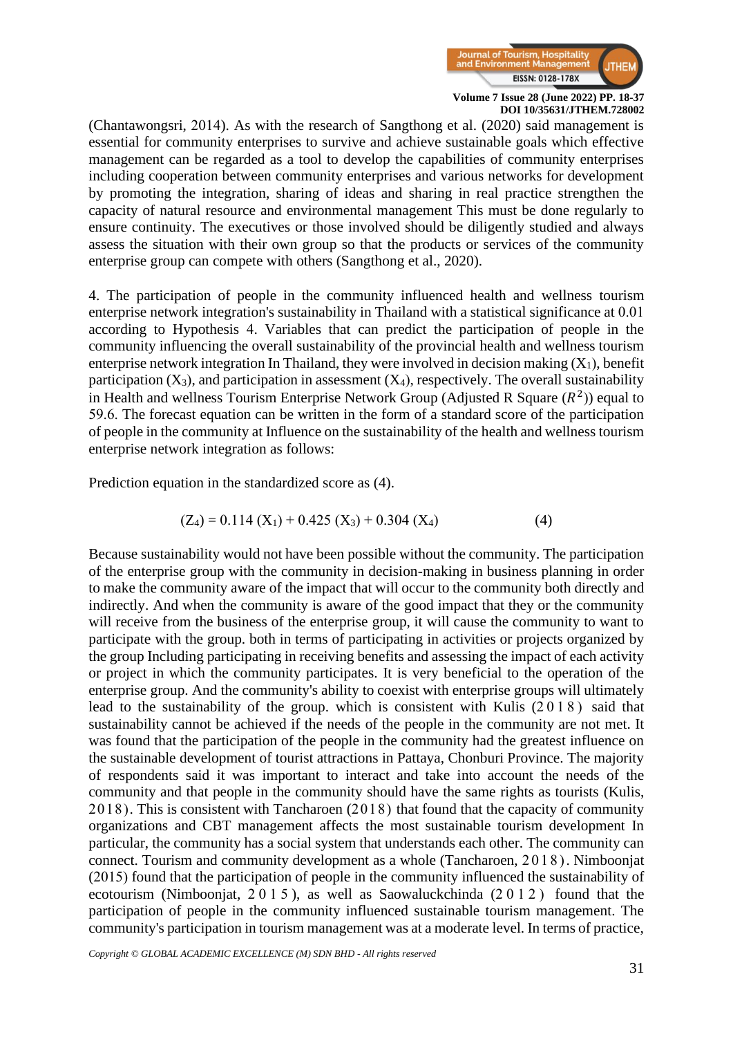(Chantawongsri, 2014). As with the research of Sangthong et al. (2020) said management is essential for community enterprises to survive and achieve sustainable goals which effective management can be regarded as a tool to develop the capabilities of community enterprises including cooperation between community enterprises and various networks for development by promoting the integration, sharing of ideas and sharing in real practice strengthen the capacity of natural resource and environmental management This must be done regularly to ensure continuity. The executives or those involved should be diligently studied and always assess the situation with their own group so that the products or services of the community enterprise group can compete with others (Sangthong et al., 2020).

4. The participation of people in the community influenced health and wellness tourism enterprise network integration's sustainability in Thailand with a statistical significance at 0.01 according to Hypothesis 4. Variables that can predict the participation of people in the community influencing the overall sustainability of the provincial health and wellness tourism enterprise network integration In Thailand, they were involved in decision making ($X_1$), benefit participation ($X_3$), and participation in assessment ($X_4$), respectively. The overall sustainability in Health and wellness Tourism Enterprise Network Group (Adjusted R Square ($R^2$)) equal to 59.6. The forecast equation can be written in the form of a standard score of the participation of people in the community at Influence on the sustainability of the health and wellness tourism enterprise network integration as follows:

Prediction equation in the standardized score as (4).

$$(Z_4) = 0.114\ (X_1) + 0.425\ (X_3) + 0.304\ (X_4) \qquad (4)$$

Because sustainability would not have been possible without the community. The participation of the enterprise group with the community in decision-making in business planning in order to make the community aware of the impact that will occur to the community both directly and indirectly. And when the community is aware of the good impact that they or the community will receive from the business of the enterprise group, it will cause the community to want to participate with the group. both in terms of participating in activities or projects organized by the group Including participating in receiving benefits and assessing the impact of each activity or project in which the community participates. It is very beneficial to the operation of the enterprise group. And the community's ability to coexist with enterprise groups will ultimately lead to the sustainability of the group. which is consistent with Kulis (2018) said that sustainability cannot be achieved if the needs of the people in the community are not met. It was found that the participation of the people in the community had the greatest influence on the sustainable development of tourist attractions in Pattaya, Chonburi Province. The majority of respondents said it was important to interact and take into account the needs of the community and that people in the community should have the same rights as tourists (Kulis, 2018). This is consistent with Tancharoen (2018) that found that the capacity of community organizations and CBT management affects the most sustainable tourism development In particular, the community has a social system that understands each other. The community can connect. Tourism and community development as a whole (Tancharoen, 2018). Nimboonjat (2015) found that the participation of people in the community influenced the sustainability of ecotourism (Nimboonjat, 2015), as well as Saowaluckchinda (2012) found that the participation of people in the community influenced sustainable tourism management. The community's participation in tourism management was at a moderate level. In terms of practice,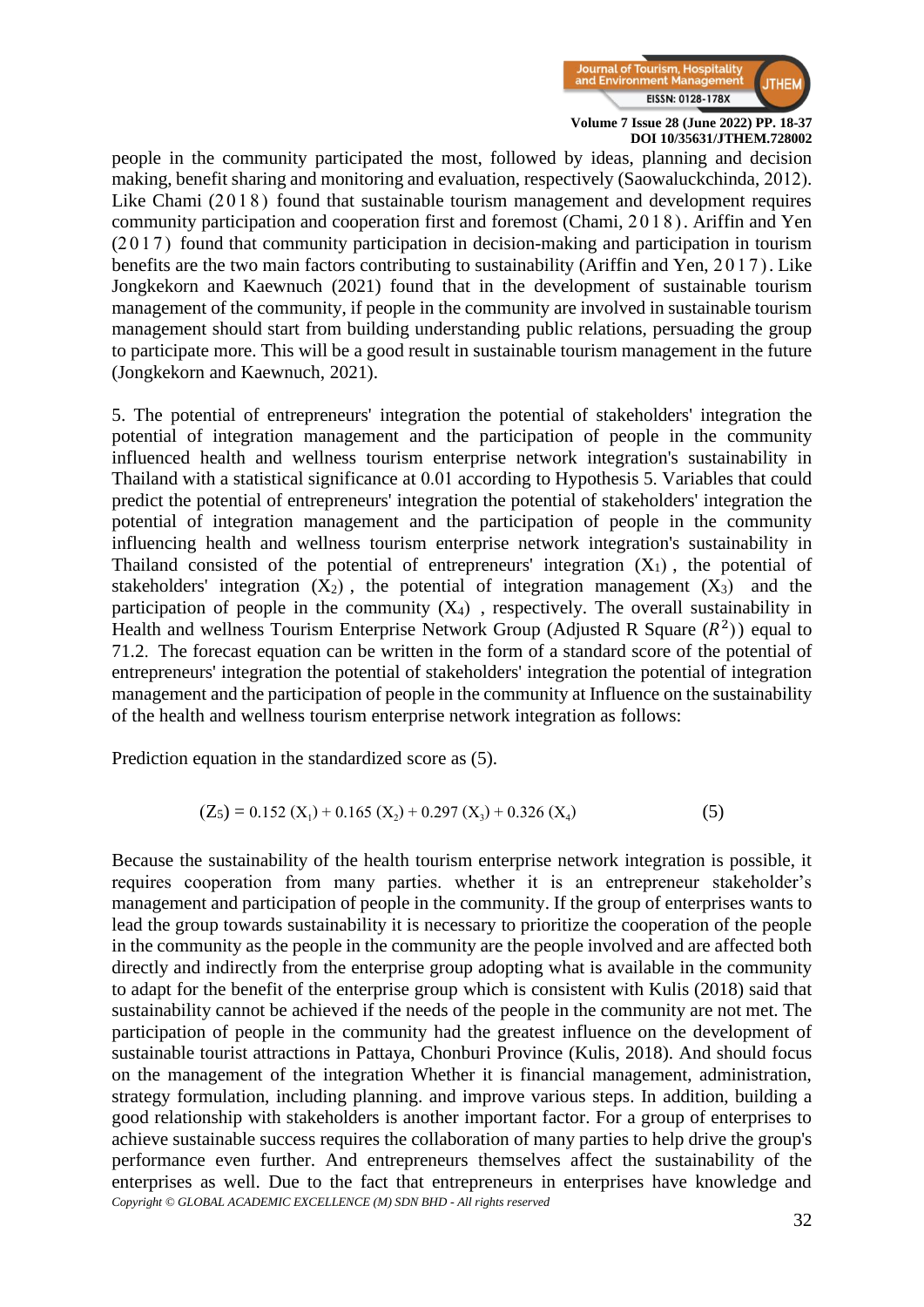people in the community participated the most, followed by ideas, planning and decision making, benefit sharing and monitoring and evaluation, respectively (Saowaluckchinda, 2012). Like Chami (2018) found that sustainable tourism management and development requires community participation and cooperation first and foremost (Chami, 2018). Ariffin and Yen (2017) found that community participation in decision-making and participation in tourism benefits are the two main factors contributing to sustainability (Ariffin and Yen, 2017). Like Jongkekorn and Kaewnuch (2021) found that in the development of sustainable tourism management of the community, if people in the community are involved in sustainable tourism management should start from building understanding public relations, persuading the group to participate more. This will be a good result in sustainable tourism management in the future (Jongkekorn and Kaewnuch, 2021).

5. The potential of entrepreneurs' integration the potential of stakeholders' integration the potential of integration management and the participation of people in the community influenced health and wellness tourism enterprise network integration's sustainability in Thailand with a statistical significance at 0.01 according to Hypothesis 5. Variables that could predict the potential of entrepreneurs' integration the potential of stakeholders' integration the potential of integration management and the participation of people in the community influencing health and wellness tourism enterprise network integration's sustainability in Thailand consisted of the potential of entrepreneurs' integration ($X_1$), the potential of stakeholders' integration ($X_2$), the potential of integration management ($X_3$) and the participation of people in the community ($X_4$), respectively. The overall sustainability in Health and wellness Tourism Enterprise Network Group (Adjusted R Square ($R^2$)) equal to 71.2. The forecast equation can be written in the form of a standard score of the potential of entrepreneurs' integration the potential of stakeholders' integration the potential of integration management and the participation of people in the community at Influence on the sustainability of the health and wellness tourism enterprise network integration as follows:

Prediction equation in the standardized score as (5).

$$(Z_5) = 0.152\,(X_1) + 0.165\,(X_2) + 0.297\,(X_3) + 0.326\,(X_4) \qquad (5)$$

Because the sustainability of the health tourism enterprise network integration is possible, it requires cooperation from many parties. whether it is an entrepreneur stakeholder's management and participation of people in the community. If the group of enterprises wants to lead the group towards sustainability it is necessary to prioritize the cooperation of the people in the community as the people in the community are the people involved and are affected both directly and indirectly from the enterprise group adopting what is available in the community to adapt for the benefit of the enterprise group which is consistent with Kulis (2018) said that sustainability cannot be achieved if the needs of the people in the community are not met. The participation of people in the community had the greatest influence on the development of sustainable tourist attractions in Pattaya, Chonburi Province (Kulis, 2018). And should focus on the management of the integration Whether it is financial management, administration, strategy formulation, including planning. and improve various steps. In addition, building a good relationship with stakeholders is another important factor. For a group of enterprises to achieve sustainable success requires the collaboration of many parties to help drive the group's performance even further. And entrepreneurs themselves affect the sustainability of the enterprises as well. Due to the fact that entrepreneurs in enterprises have knowledge and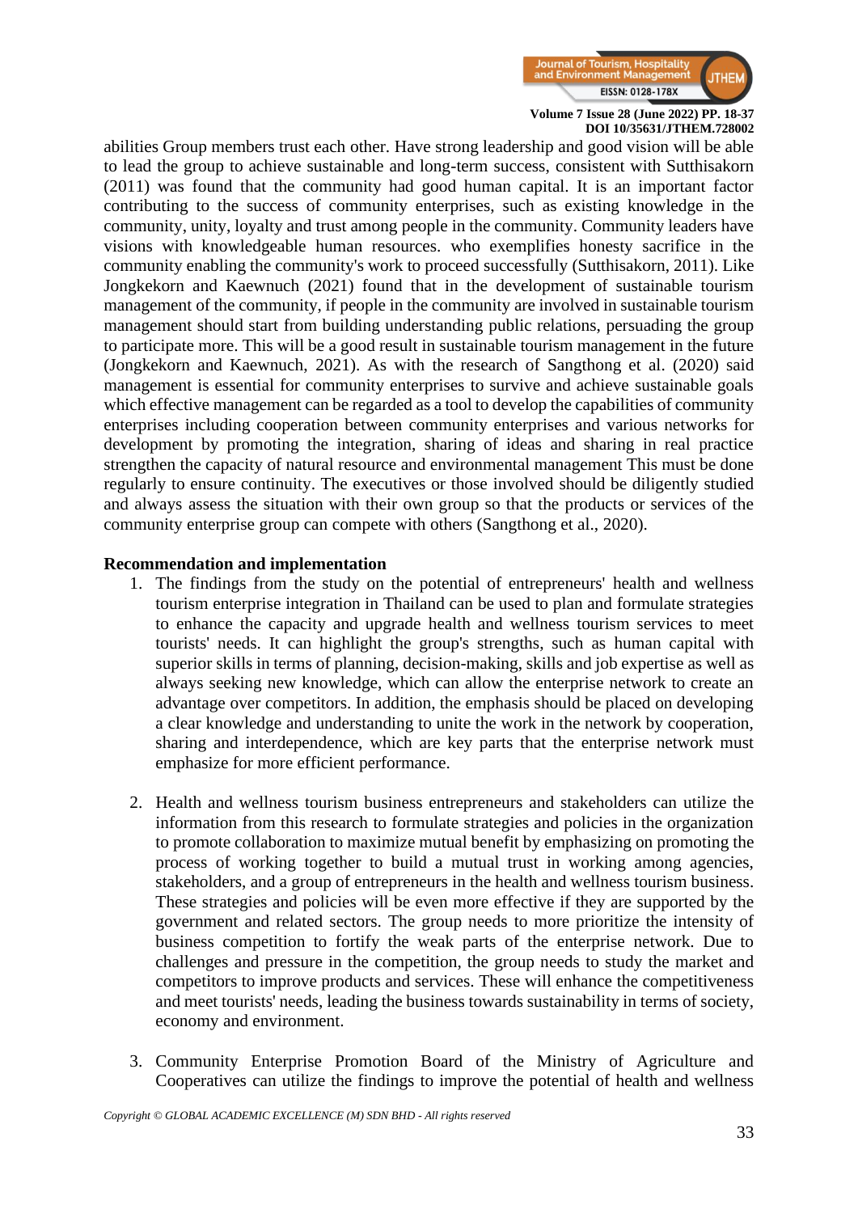abilities Group members trust each other. Have strong leadership and good vision will be able to lead the group to achieve sustainable and long-term success, consistent with Sutthisakorn (2011) was found that the community had good human capital. It is an important factor contributing to the success of community enterprises, such as existing knowledge in the community, unity, loyalty and trust among people in the community. Community leaders have visions with knowledgeable human resources. who exemplifies honesty sacrifice in the community enabling the community's work to proceed successfully (Sutthisakorn, 2011). Like Jongkekorn and Kaewnuch (2021) found that in the development of sustainable tourism management of the community, if people in the community are involved in sustainable tourism management should start from building understanding public relations, persuading the group to participate more. This will be a good result in sustainable tourism management in the future (Jongkekorn and Kaewnuch, 2021). As with the research of Sangthong et al. (2020) said management is essential for community enterprises to survive and achieve sustainable goals which effective management can be regarded as a tool to develop the capabilities of community enterprises including cooperation between community enterprises and various networks for development by promoting the integration, sharing of ideas and sharing in real practice strengthen the capacity of natural resource and environmental management This must be done regularly to ensure continuity. The executives or those involved should be diligently studied and always assess the situation with their own group so that the products or services of the community enterprise group can compete with others (Sangthong et al., 2020).

**Recommendation and implementation**

1. The findings from the study on the potential of entrepreneurs' health and wellness tourism enterprise integration in Thailand can be used to plan and formulate strategies to enhance the capacity and upgrade health and wellness tourism services to meet tourists' needs. It can highlight the group's strengths, such as human capital with superior skills in terms of planning, decision-making, skills and job expertise as well as always seeking new knowledge, which can allow the enterprise network to create an advantage over competitors. In addition, the emphasis should be placed on developing a clear knowledge and understanding to unite the work in the network by cooperation, sharing and interdependence, which are key parts that the enterprise network must emphasize for more efficient performance.

2. Health and wellness tourism business entrepreneurs and stakeholders can utilize the information from this research to formulate strategies and policies in the organization to promote collaboration to maximize mutual benefit by emphasizing on promoting the process of working together to build a mutual trust in working among agencies, stakeholders, and a group of entrepreneurs in the health and wellness tourism business. These strategies and policies will be even more effective if they are supported by the government and related sectors. The group needs to more prioritize the intensity of business competition to fortify the weak parts of the enterprise network. Due to challenges and pressure in the competition, the group needs to study the market and competitors to improve products and services. These will enhance the competitiveness and meet tourists' needs, leading the business towards sustainability in terms of society, economy and environment.

3. Community Enterprise Promotion Board of the Ministry of Agriculture and Cooperatives can utilize the findings to improve the potential of health and wellness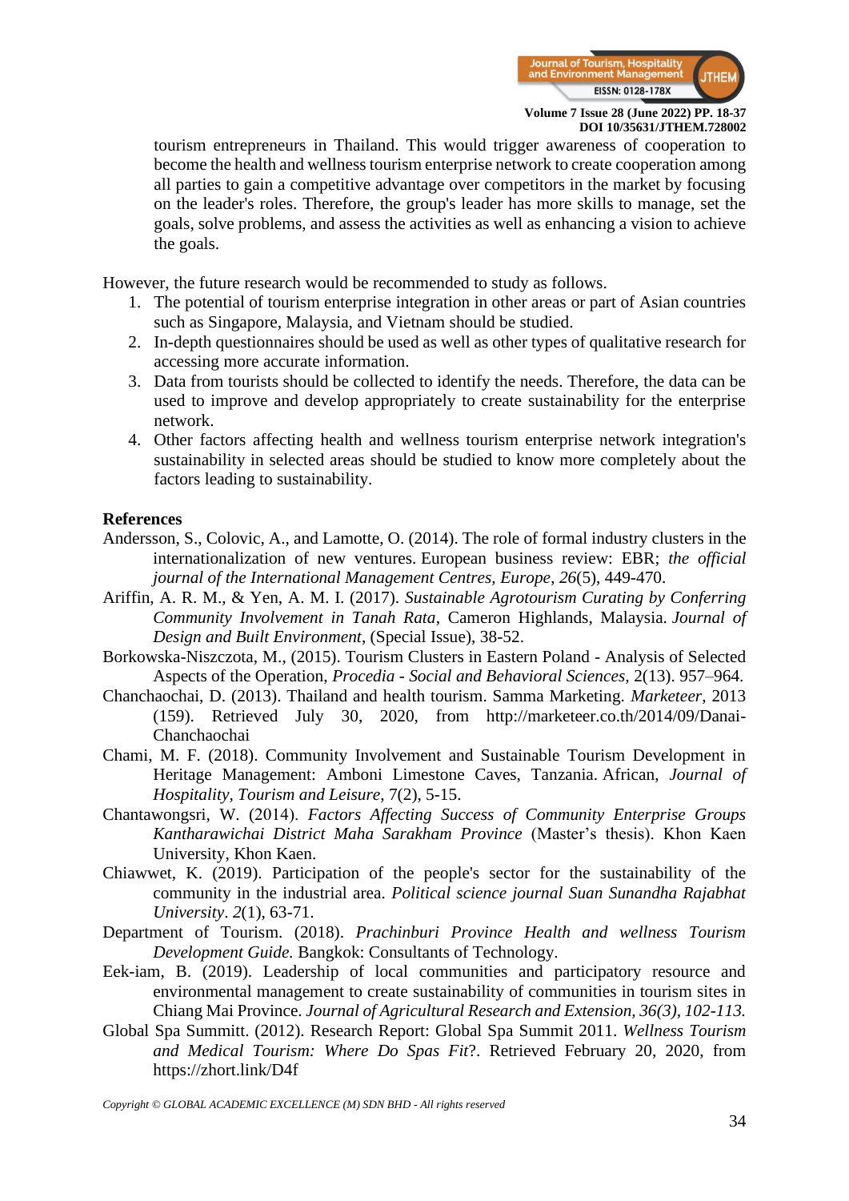tourism entrepreneurs in Thailand. This would trigger awareness of cooperation to become the health and wellness tourism enterprise network to create cooperation among all parties to gain a competitive advantage over competitors in the market by focusing on the leader's roles. Therefore, the group's leader has more skills to manage, set the goals, solve problems, and assess the activities as well as enhancing a vision to achieve the goals.

However, the future research would be recommended to study as follows.

1. The potential of tourism enterprise integration in other areas or part of Asian countries such as Singapore, Malaysia, and Vietnam should be studied.
2. In-depth questionnaires should be used as well as other types of qualitative research for accessing more accurate information.
3. Data from tourists should be collected to identify the needs. Therefore, the data can be used to improve and develop appropriately to create sustainability for the enterprise network.
4. Other factors affecting health and wellness tourism enterprise network integration's sustainability in selected areas should be studied to know more completely about the factors leading to sustainability.

## References

Andersson, S., Colovic, A., and Lamotte, O. (2014). The role of formal industry clusters in the internationalization of new ventures. European business review: EBR; *the official journal of the International Management Centres, Europe*, *26*(5), 449-470.

Ariffin, A. R. M., & Yen, A. M. I. (2017). *Sustainable Agrotourism Curating by Conferring Community Involvement in Tanah Rata*, Cameron Highlands, Malaysia. *Journal of Design and Built Environment*, (Special Issue), 38-52.

Borkowska-Niszczota, M., (2015). Tourism Clusters in Eastern Poland - Analysis of Selected Aspects of the Operation, *Procedia - Social and Behavioral Sciences*, 2(13). 957–964.

Chanchaochai, D. (2013). Thailand and health tourism. Samma Marketing. *Marketeer*, 2013 (159). Retrieved July 30, 2020, from http://marketeer.co.th/2014/09/Danai-Chanchaochai

Chami, M. F. (2018). Community Involvement and Sustainable Tourism Development in Heritage Management: Amboni Limestone Caves, Tanzania. African, *Journal of Hospitality, Tourism and Leisure*, 7(2), 5-15.

Chantawongsri, W. (2014). *Factors Affecting Success of Community Enterprise Groups Kantharawichai District Maha Sarakham Province* (Master's thesis). Khon Kaen University, Khon Kaen.

Chiawwet, K. (2019). Participation of the people's sector for the sustainability of the community in the industrial area. *Political science journal Suan Sunandha Rajabhat University*. *2*(1), 63-71.

Department of Tourism. (2018). *Prachinburi Province Health and wellness Tourism Development Guide.* Bangkok: Consultants of Technology.

Eek-iam, B. (2019). Leadership of local communities and participatory resource and environmental management to create sustainability of communities in tourism sites in Chiang Mai Province. *Journal of Agricultural Research and Extension, 36(3), 102-113.*

Global Spa Summitt. (2012). Research Report: Global Spa Summit 2011. *Wellness Tourism and Medical Tourism: Where Do Spas Fit*?. Retrieved February 20, 2020, from https://zhort.link/D4f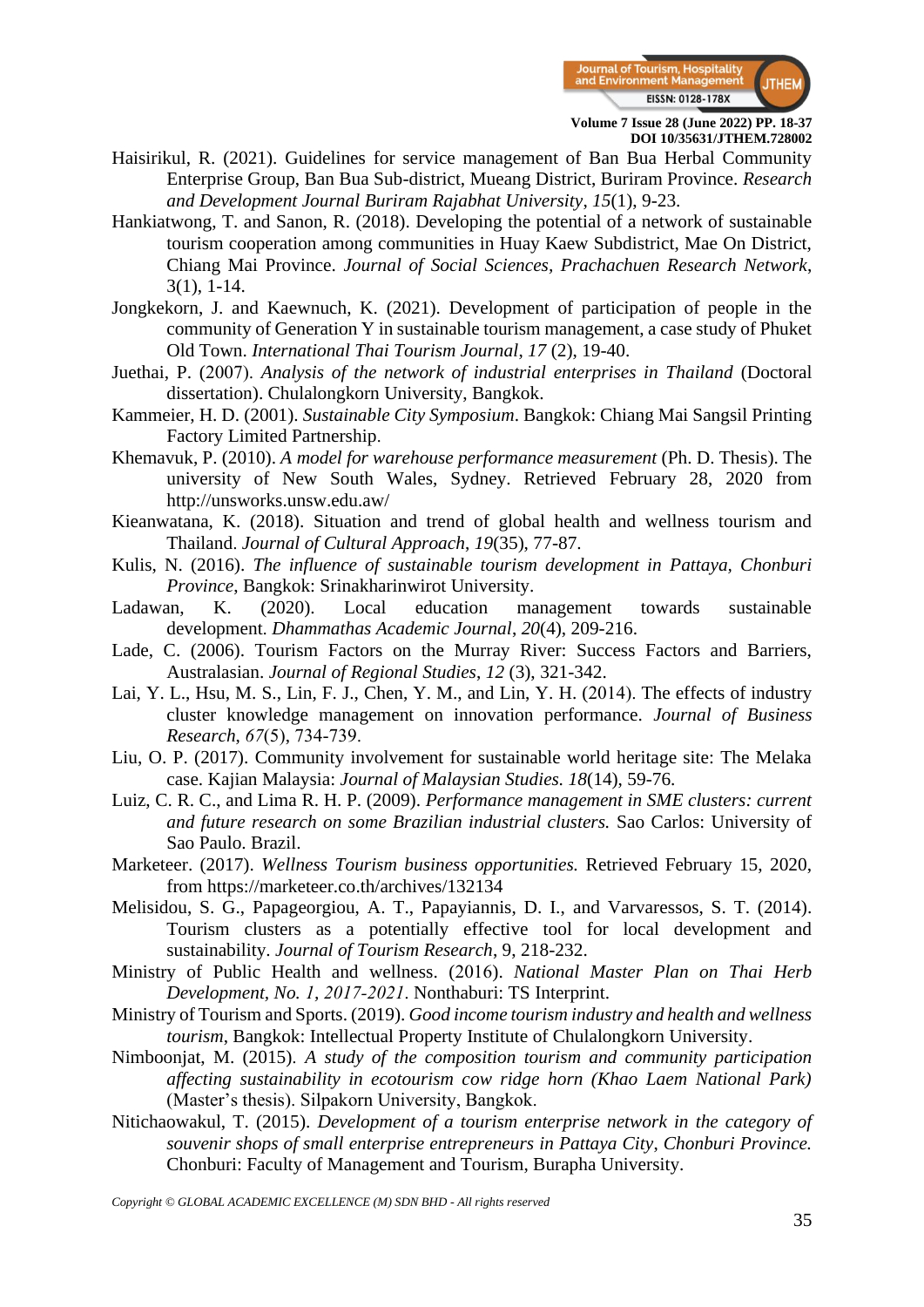Haisirikul, R. (2021). Guidelines for service management of Ban Bua Herbal Community Enterprise Group, Ban Bua Sub-district, Mueang District, Buriram Province. *Research and Development Journal Buriram Rajabhat University*, *15*(1), 9-23.

Hankiatwong, T. and Sanon, R. (2018). Developing the potential of a network of sustainable tourism cooperation among communities in Huay Kaew Subdistrict, Mae On District, Chiang Mai Province. *Journal of Social Sciences, Prachachuen Research Network*, 3(1), 1-14.

Jongkekorn, J. and Kaewnuch, K. (2021). Development of participation of people in the community of Generation Y in sustainable tourism management, a case study of Phuket Old Town. *International Thai Tourism Journal*, *17* (2), 19-40.

Juethai, P. (2007). *Analysis of the network of industrial enterprises in Thailand* (Doctoral dissertation). Chulalongkorn University, Bangkok.

Kammeier, H. D. (2001). *Sustainable City Symposium*. Bangkok: Chiang Mai Sangsil Printing Factory Limited Partnership.

Khemavuk, P. (2010). *A model for warehouse performance measurement* (Ph. D. Thesis). The university of New South Wales, Sydney. Retrieved February 28, 2020 from http://unsworks.unsw.edu.aw/

Kieanwatana, K. (2018). Situation and trend of global health and wellness tourism and Thailand. *Journal of Cultural Approach*, *19*(35), 77-87.

Kulis, N. (2016). *The influence of sustainable tourism development in Pattaya, Chonburi Province*, Bangkok: Srinakharinwirot University.

Ladawan, K. (2020). Local education management towards sustainable development. *Dhammathas Academic Journal*, *20*(4), 209-216.

Lade, C. (2006). Tourism Factors on the Murray River: Success Factors and Barriers, Australasian. *Journal of Regional Studies*, *12* (3), 321-342.

Lai, Y. L., Hsu, M. S., Lin, F. J., Chen, Y. M., and Lin, Y. H. (2014). The effects of industry cluster knowledge management on innovation performance. *Journal of Business Research*, *67*(5), 734-739.

Liu, O. P. (2017). Community involvement for sustainable world heritage site: The Melaka case. Kajian Malaysia: *Journal of Malaysian Studies. 18*(14), 59-76.

Luiz, C. R. C., and Lima R. H. P. (2009). *Performance management in SME clusters: current and future research on some Brazilian industrial clusters.* Sao Carlos: University of Sao Paulo. Brazil.

Marketeer. (2017). *Wellness Tourism business opportunities.* Retrieved February 15, 2020, from https://marketeer.co.th/archives/132134

Melisidou, S. G., Papageorgiou, A. T., Papayiannis, D. I., and Varvaressos, S. T. (2014). Tourism clusters as a potentially effective tool for local development and sustainability. *Journal of Tourism Research*, 9, 218-232.

Ministry of Public Health and wellness. (2016). *National Master Plan on Thai Herb Development, No. 1, 2017-2021*. Nonthaburi: TS Interprint.

Ministry of Tourism and Sports. (2019). *Good income tourism industry and health and wellness tourism*, Bangkok: Intellectual Property Institute of Chulalongkorn University.

Nimboonjat, M. (2015). *A study of the composition tourism and community participation affecting sustainability in ecotourism cow ridge horn (Khao Laem National Park)* (Master's thesis). Silpakorn University, Bangkok.

Nitichaowakul, T. (2015). *Development of a tourism enterprise network in the category of souvenir shops of small enterprise entrepreneurs in Pattaya City, Chonburi Province.* Chonburi: Faculty of Management and Tourism, Burapha University.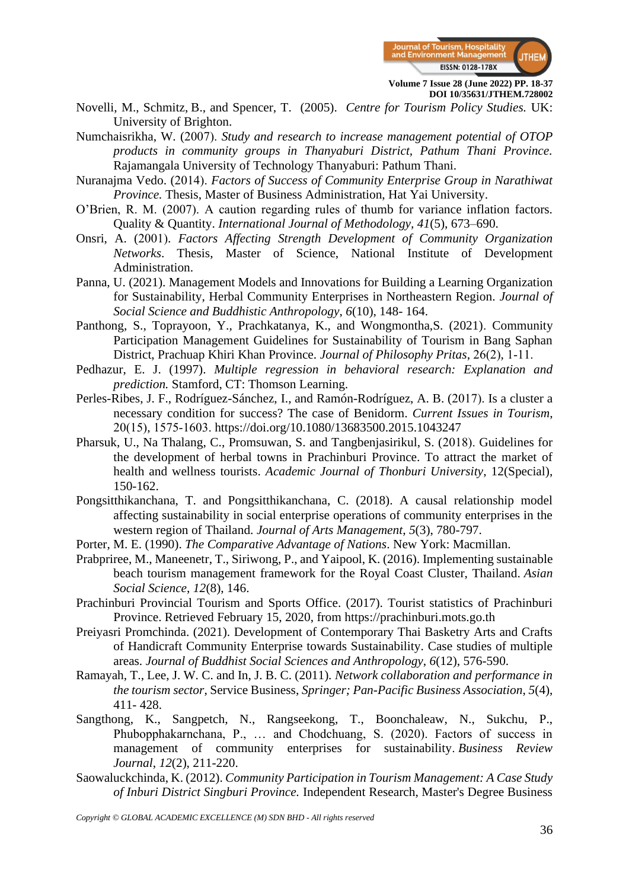Novelli, M., Schmitz, B., and Spencer, T. (2005). *Centre for Tourism Policy Studies.* UK: University of Brighton.

Numchaisrikha, W. (2007). *Study and research to increase management potential of OTOP products in community groups in Thanyaburi District, Pathum Thani Province.* Rajamangala University of Technology Thanyaburi: Pathum Thani.

Nuranajma Vedo. (2014). *Factors of Success of Community Enterprise Group in Narathiwat Province.* Thesis, Master of Business Administration, Hat Yai University.

O'Brien, R. M. (2007). A caution regarding rules of thumb for variance inflation factors. Quality & Quantity. *International Journal of Methodology, 41*(5), 673–690.

Onsri, A. (2001). *Factors Affecting Strength Development of Community Organization Networks*. Thesis, Master of Science, National Institute of Development Administration.

Panna, U. (2021). Management Models and Innovations for Building a Learning Organization for Sustainability, Herbal Community Enterprises in Northeastern Region. *Journal of Social Science and Buddhistic Anthropology*, *6*(10), 148- 164.

Panthong, S., Toprayoon, Y., Prachkatanya, K., and Wongmontha,S. (2021). Community Participation Management Guidelines for Sustainability of Tourism in Bang Saphan District, Prachuap Khiri Khan Province. *Journal of Philosophy Pritas*, 26(2), 1-11.

Pedhazur, E. J. (1997). *Multiple regression in behavioral research: Explanation and prediction.* Stamford, CT: Thomson Learning.

Perles-Ribes, J. F., Rodríguez-Sánchez, I., and Ramón-Rodríguez, A. B. (2017). Is a cluster a necessary condition for success? The case of Benidorm. *Current Issues in Tourism*, 20(15), 1575-1603. https://doi.org/10.1080/13683500.2015.1043247

Pharsuk, U., Na Thalang, C., Promsuwan, S. and Tangbenjasirikul, S. (2018). Guidelines for the development of herbal towns in Prachinburi Province. To attract the market of health and wellness tourists. *Academic Journal of Thonburi University*, 12(Special), 150-162.

Pongsitthikanchana, T. and Pongsitthikanchana, C. (2018). A causal relationship model affecting sustainability in social enterprise operations of community enterprises in the western region of Thailand. *Journal of Arts Management*, *5*(3), 780-797.

Porter, M. E. (1990). *The Comparative Advantage of Nations*. New York: Macmillan.

Prabpriree, M., Maneenetr, T., Siriwong, P., and Yaipool, K. (2016). Implementing sustainable beach tourism management framework for the Royal Coast Cluster, Thailand. *Asian Social Science*, *12*(8), 146.

Prachinburi Provincial Tourism and Sports Office. (2017). Tourist statistics of Prachinburi Province. Retrieved February 15, 2020, from https://prachinburi.mots.go.th

Preiyasri Promchinda. (2021). Development of Contemporary Thai Basketry Arts and Crafts of Handicraft Community Enterprise towards Sustainability. Case studies of multiple areas. *Journal of Buddhist Social Sciences and Anthropology*, *6*(12), 576-590.

Ramayah, T., Lee, J. W. C. and In, J. B. C. (2011). *Network collaboration and performance in the tourism sector*, Service Business, *Springer; Pan-Pacific Business Association*, *5*(4), 411- 428.

Sangthong, K., Sangpetch, N., Rangseekong, T., Boonchaleaw, N., Sukchu, P., Phubopphakarnchana, P., … and Chodchuang, S. (2020). Factors of success in management of community enterprises for sustainability. *Business Review Journal*, *12*(2), 211-220.

Saowaluckchinda, K. (2012). *Community Participation in Tourism Management: A Case Study of Inburi District Singburi Province.* Independent Research, Master's Degree Business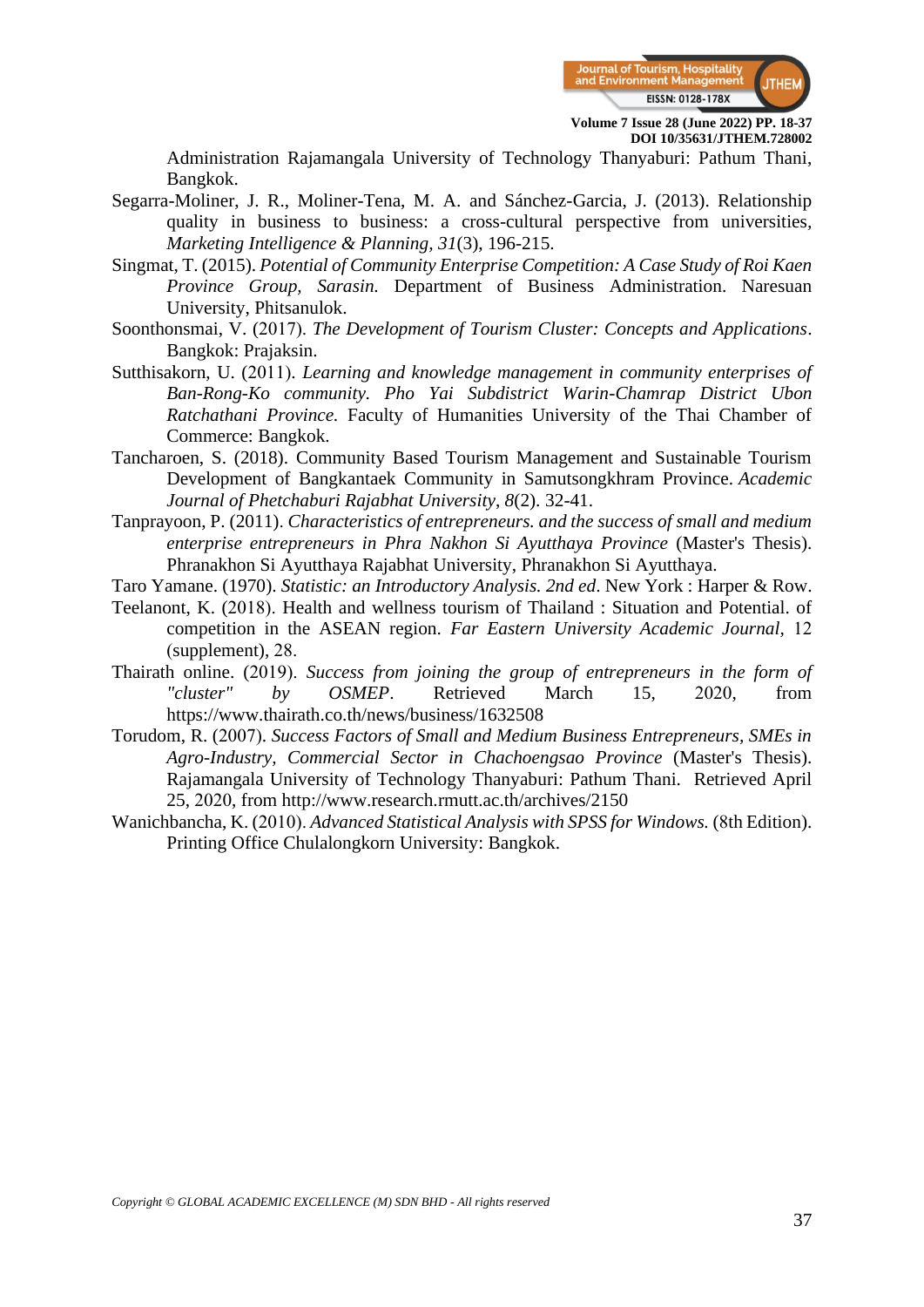Administration Rajamangala University of Technology Thanyaburi: Pathum Thani, Bangkok.

Segarra-Moliner, J. R., Moliner-Tena, M. A. and Sánchez-Garcia, J. (2013). Relationship quality in business to business: a cross-cultural perspective from universities, *Marketing Intelligence & Planning, 31*(3), 196-215.

Singmat, T. (2015). *Potential of Community Enterprise Competition: A Case Study of Roi Kaen Province Group, Sarasin.* Department of Business Administration. Naresuan University, Phitsanulok.

Soonthonsmai, V. (2017). *The Development of Tourism Cluster: Concepts and Applications*. Bangkok: Prajaksin.

Sutthisakorn, U. (2011). *Learning and knowledge management in community enterprises of Ban-Rong-Ko community. Pho Yai Subdistrict Warin-Chamrap District Ubon Ratchathani Province.* Faculty of Humanities University of the Thai Chamber of Commerce: Bangkok.

Tancharoen, S. (2018). Community Based Tourism Management and Sustainable Tourism Development of Bangkantaek Community in Samutsongkhram Province. *Academic Journal of Phetchaburi Rajabhat University*, *8*(2). 32-41.

Tanprayoon, P. (2011). *Characteristics of entrepreneurs. and the success of small and medium enterprise entrepreneurs in Phra Nakhon Si Ayutthaya Province* (Master's Thesis). Phranakhon Si Ayutthaya Rajabhat University, Phranakhon Si Ayutthaya.

Taro Yamane. (1970). *Statistic: an Introductory Analysis. 2nd ed*. New York : Harper & Row.

Teelanont, K. (2018). Health and wellness tourism of Thailand : Situation and Potential. of competition in the ASEAN region. *Far Eastern University Academic Journal,* 12 (supplement), 28.

Thairath online. (2019). *Success from joining the group of entrepreneurs in the form of "cluster" by OSMEP*. Retrieved March 15, 2020, from https://www.thairath.co.th/news/business/1632508

Torudom, R. (2007). *Success Factors of Small and Medium Business Entrepreneurs, SMEs in Agro-Industry, Commercial Sector in Chachoengsao Province* (Master's Thesis). Rajamangala University of Technology Thanyaburi: Pathum Thani. Retrieved April 25, 2020, from http://www.research.rmutt.ac.th/archives/2150

Wanichbancha, K. (2010). *Advanced Statistical Analysis with SPSS for Windows.* (8th Edition). Printing Office Chulalongkorn University: Bangkok.